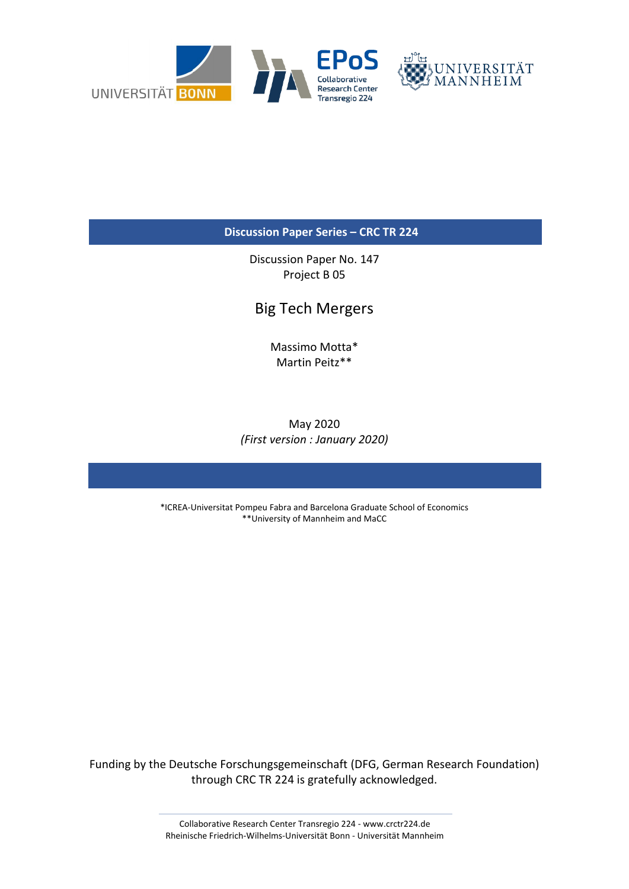Discussion Paper Series – CRC TR 224

Discussion Paper No. 147
Project B 05

# Big Tech Mergers

Massimo Motta*
Martin Peitz**

May 2020
*(First version : January 2020)*

*ICREA-Universitat Pompeu Fabra and Barcelona Graduate School of Economics
**University of Mannheim and MaCC

Funding by the Deutsche Forschungsgemeinschaft (DFG, German Research Foundation) through CRC TR 224 is gratefully acknowledged.

Collaborative Research Center Transregio 224 - www.crctr224.de
Rheinische Friedrich-Wilhelms-Universität Bonn - Universität Mannheim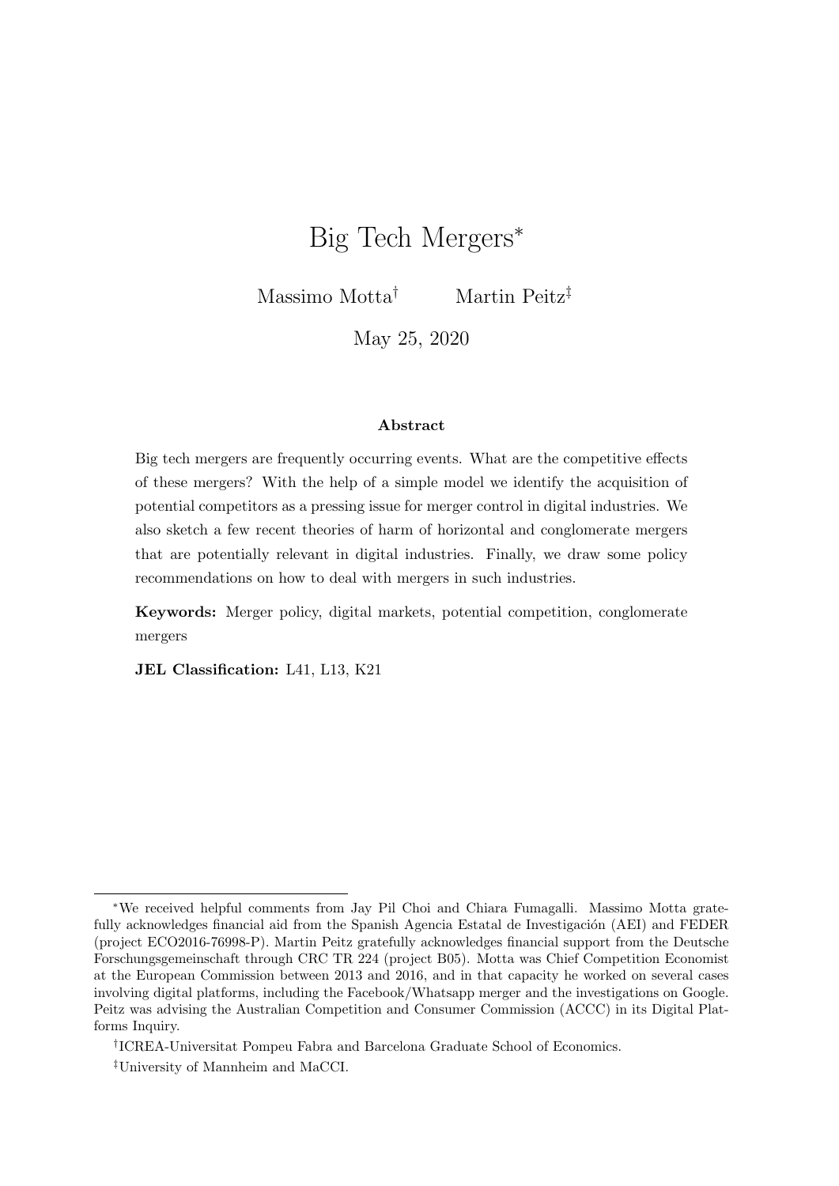# Big Tech Mergers*

Massimo Motta[†] Martin Peitz[‡]

May 25, 2020

**Abstract**

Big tech mergers are frequently occurring events. What are the competitive effects of these mergers? With the help of a simple model we identify the acquisition of potential competitors as a pressing issue for merger control in digital industries. We also sketch a few recent theories of harm of horizontal and conglomerate mergers that are potentially relevant in digital industries. Finally, we draw some policy recommendations on how to deal with mergers in such industries.

**Keywords:** Merger policy, digital markets, potential competition, conglomerate mergers

**JEL Classification:** L41, L13, K21

---

*We received helpful comments from Jay Pil Choi and Chiara Fumagalli. Massimo Motta gratefully acknowledges financial aid from the Spanish Agencia Estatal de Investigación (AEI) and FEDER (project ECO2016-76998-P). Martin Peitz gratefully acknowledges financial support from the Deutsche Forschungsgemeinschaft through CRC TR 224 (project B05). Motta was Chief Competition Economist at the European Commission between 2013 and 2016, and in that capacity he worked on several cases involving digital platforms, including the Facebook/Whatsapp merger and the investigations on Google. Peitz was advising the Australian Competition and Consumer Commission (ACCC) in its Digital Platforms Inquiry.

†ICREA-Universitat Pompeu Fabra and Barcelona Graduate School of Economics.

‡University of Mannheim and MaCCI.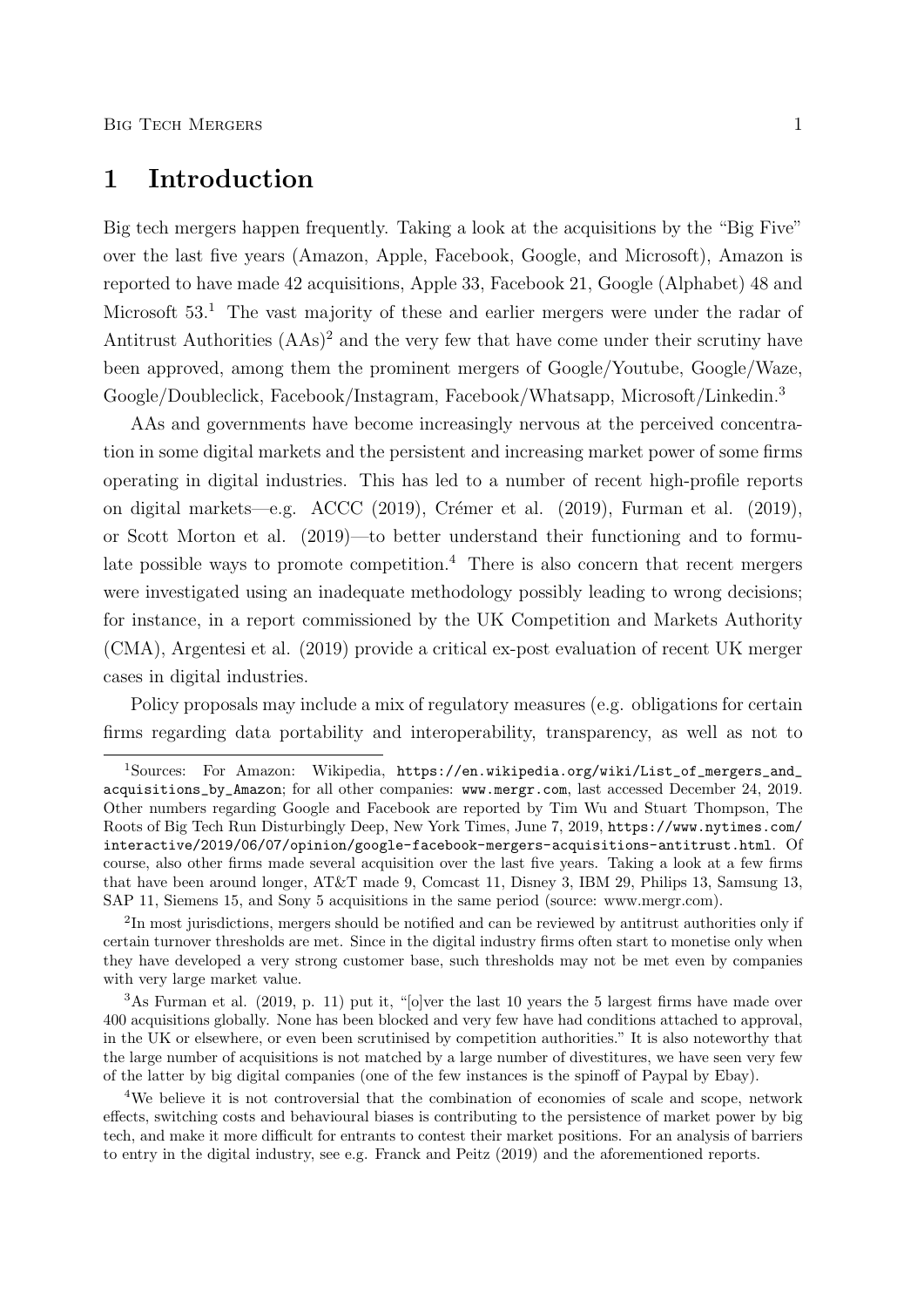# 1 Introduction

Big tech mergers happen frequently. Taking a look at the acquisitions by the "Big Five" over the last five years (Amazon, Apple, Facebook, Google, and Microsoft), Amazon is reported to have made 42 acquisitions, Apple 33, Facebook 21, Google (Alphabet) 48 and Microsoft 53.[1] The vast majority of these and earlier mergers were under the radar of Antitrust Authorities (AAs)[2] and the very few that have come under their scrutiny have been approved, among them the prominent mergers of Google/Youtube, Google/Waze, Google/Doubleclick, Facebook/Instagram, Facebook/Whatsapp, Microsoft/Linkedin.[3]

AAs and governments have become increasingly nervous at the perceived concentration in some digital markets and the persistent and increasing market power of some firms operating in digital industries. This has led to a number of recent high-profile reports on digital markets—e.g. ACCC (2019), Crémer et al. (2019), Furman et al. (2019), or Scott Morton et al. (2019)—to better understand their functioning and to formulate possible ways to promote competition.[4] There is also concern that recent mergers were investigated using an inadequate methodology possibly leading to wrong decisions; for instance, in a report commissioned by the UK Competition and Markets Authority (CMA), Argentesi et al. (2019) provide a critical ex-post evaluation of recent UK merger cases in digital industries.

Policy proposals may include a mix of regulatory measures (e.g. obligations for certain firms regarding data portability and interoperability, transparency, as well as not to

---

[1] Sources: For Amazon: Wikipedia, https://en.wikipedia.org/wiki/List_of_mergers_and_acquisitions_by_Amazon; for all other companies: www.mergr.com, last accessed December 24, 2019. Other numbers regarding Google and Facebook are reported by Tim Wu and Stuart Thompson, The Roots of Big Tech Run Disturbingly Deep, New York Times, June 7, 2019, https://www.nytimes.com/interactive/2019/06/07/opinion/google-facebook-mergers-acquisitions-antitrust.html. Of course, also other firms made several acquisition over the last five years. Taking a look at a few firms that have been around longer, AT&T made 9, Comcast 11, Disney 3, IBM 29, Philips 13, Samsung 13, SAP 11, Siemens 15, and Sony 5 acquisitions in the same period (source: www.mergr.com).

[2] In most jurisdictions, mergers should be notified and can be reviewed by antitrust authorities only if certain turnover thresholds are met. Since in the digital industry firms often start to monetise only when they have developed a very strong customer base, such thresholds may not be met even by companies with very large market value.

[3] As Furman et al. (2019, p. 11) put it, "[o]ver the last 10 years the 5 largest firms have made over 400 acquisitions globally. None has been blocked and very few have had conditions attached to approval, in the UK or elsewhere, or even been scrutinised by competition authorities." It is also noteworthy that the large number of acquisitions is not matched by a large number of divestitures, we have seen very few of the latter by big digital companies (one of the few instances is the spinoff of Paypal by Ebay).

[4] We believe it is not controversial that the combination of economies of scale and scope, network effects, switching costs and behavioural biases is contributing to the persistence of market power by big tech, and make it more difficult for entrants to contest their market positions. For an analysis of barriers to entry in the digital industry, see e.g. Franck and Peitz (2019) and the aforementioned reports.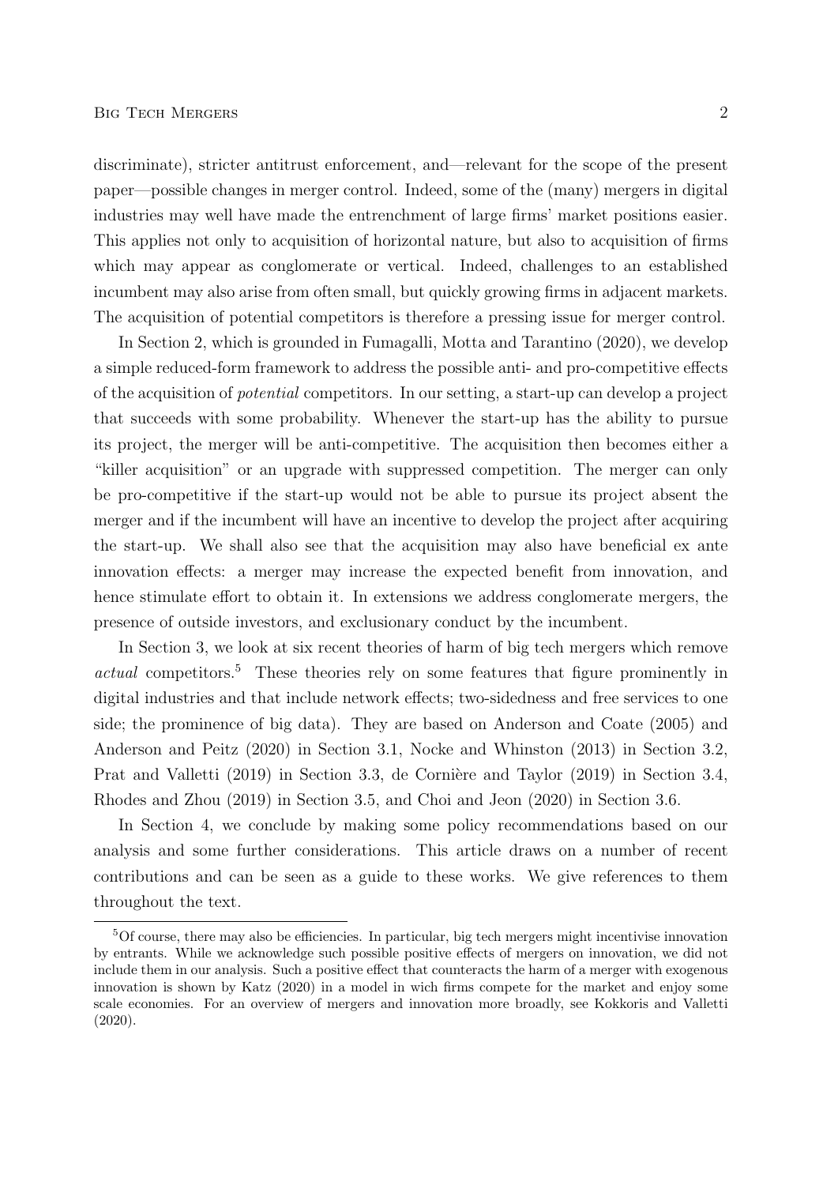discriminate), stricter antitrust enforcement, and—relevant for the scope of the present paper—possible changes in merger control. Indeed, some of the (many) mergers in digital industries may well have made the entrenchment of large firms' market positions easier. This applies not only to acquisition of horizontal nature, but also to acquisition of firms which may appear as conglomerate or vertical. Indeed, challenges to an established incumbent may also arise from often small, but quickly growing firms in adjacent markets. The acquisition of potential competitors is therefore a pressing issue for merger control.

In Section 2, which is grounded in Fumagalli, Motta and Tarantino (2020), we develop a simple reduced-form framework to address the possible anti- and pro-competitive effects of the acquisition of *potential* competitors. In our setting, a start-up can develop a project that succeeds with some probability. Whenever the start-up has the ability to pursue its project, the merger will be anti-competitive. The acquisition then becomes either a "killer acquisition" or an upgrade with suppressed competition. The merger can only be pro-competitive if the start-up would not be able to pursue its project absent the merger and if the incumbent will have an incentive to develop the project after acquiring the start-up. We shall also see that the acquisition may also have beneficial ex ante innovation effects: a merger may increase the expected benefit from innovation, and hence stimulate effort to obtain it. In extensions we address conglomerate mergers, the presence of outside investors, and exclusionary conduct by the incumbent.

In Section 3, we look at six recent theories of harm of big tech mergers which remove *actual* competitors.[5] These theories rely on some features that figure prominently in digital industries and that include network effects; two-sidedness and free services to one side; the prominence of big data). They are based on Anderson and Coate (2005) and Anderson and Peitz (2020) in Section 3.1, Nocke and Whinston (2013) in Section 3.2, Prat and Valletti (2019) in Section 3.3, de Cornière and Taylor (2019) in Section 3.4, Rhodes and Zhou (2019) in Section 3.5, and Choi and Jeon (2020) in Section 3.6.

In Section 4, we conclude by making some policy recommendations based on our analysis and some further considerations. This article draws on a number of recent contributions and can be seen as a guide to these works. We give references to them throughout the text.

[5]Of course, there may also be efficiencies. In particular, big tech mergers might incentivise innovation by entrants. While we acknowledge such possible positive effects of mergers on innovation, we did not include them in our analysis. Such a positive effect that counteracts the harm of a merger with exogenous innovation is shown by Katz (2020) in a model in wich firms compete for the market and enjoy some scale economies. For an overview of mergers and innovation more broadly, see Kokkoris and Valletti (2020).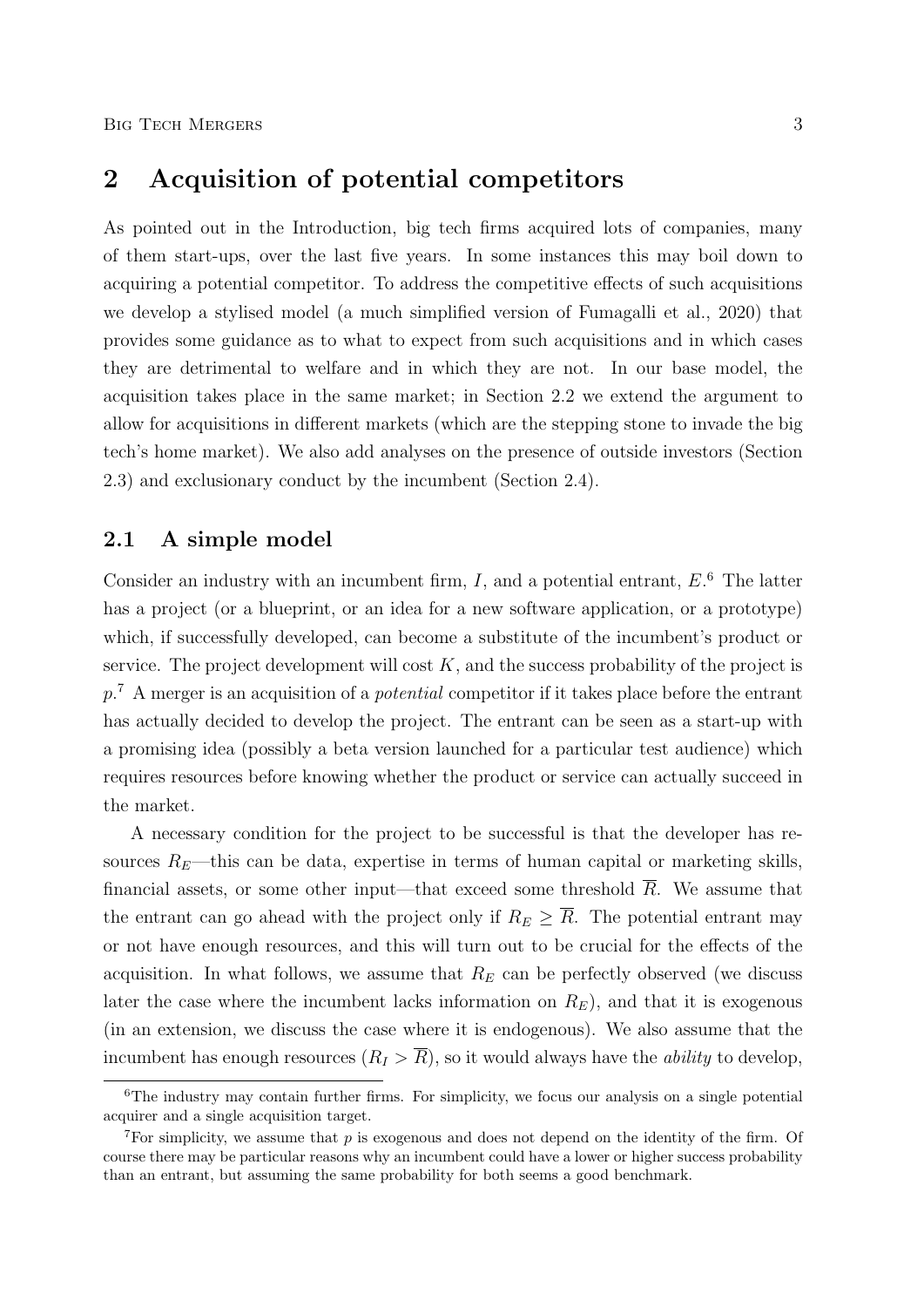## 2 Acquisition of potential competitors

As pointed out in the Introduction, big tech firms acquired lots of companies, many of them start-ups, over the last five years. In some instances this may boil down to acquiring a potential competitor. To address the competitive effects of such acquisitions we develop a stylised model (a much simplified version of Fumagalli et al., 2020) that provides some guidance as to what to expect from such acquisitions and in which cases they are detrimental to welfare and in which they are not. In our base model, the acquisition takes place in the same market; in Section 2.2 we extend the argument to allow for acquisitions in different markets (which are the stepping stone to invade the big tech's home market). We also add analyses on the presence of outside investors (Section 2.3) and exclusionary conduct by the incumbent (Section 2.4).

### 2.1 A simple model

Consider an industry with an incumbent firm, $I$, and a potential entrant, $E$.[6] The latter has a project (or a blueprint, or an idea for a new software application, or a prototype) which, if successfully developed, can become a substitute of the incumbent's product or service. The project development will cost $K$, and the success probability of the project is $p$.[7] A merger is an acquisition of a *potential* competitor if it takes place before the entrant has actually decided to develop the project. The entrant can be seen as a start-up with a promising idea (possibly a beta version launched for a particular test audience) which requires resources before knowing whether the product or service can actually succeed in the market.

A necessary condition for the project to be successful is that the developer has resources $R_E$—this can be data, expertise in terms of human capital or marketing skills, financial assets, or some other input—that exceed some threshold $\overline{R}$. We assume that the entrant can go ahead with the project only if $R_E \geq \overline{R}$. The potential entrant may or not have enough resources, and this will turn out to be crucial for the effects of the acquisition. In what follows, we assume that $R_E$ can be perfectly observed (we discuss later the case where the incumbent lacks information on $R_E$), and that it is exogenous (in an extension, we discuss the case where it is endogenous). We also assume that the incumbent has enough resources ($R_I > \overline{R}$), so it would always have the *ability* to develop,

[6]The industry may contain further firms. For simplicity, we focus our analysis on a single potential acquirer and a single acquisition target.

[7]For simplicity, we assume that $p$ is exogenous and does not depend on the identity of the firm. Of course there may be particular reasons why an incumbent could have a lower or higher success probability than an entrant, but assuming the same probability for both seems a good benchmark.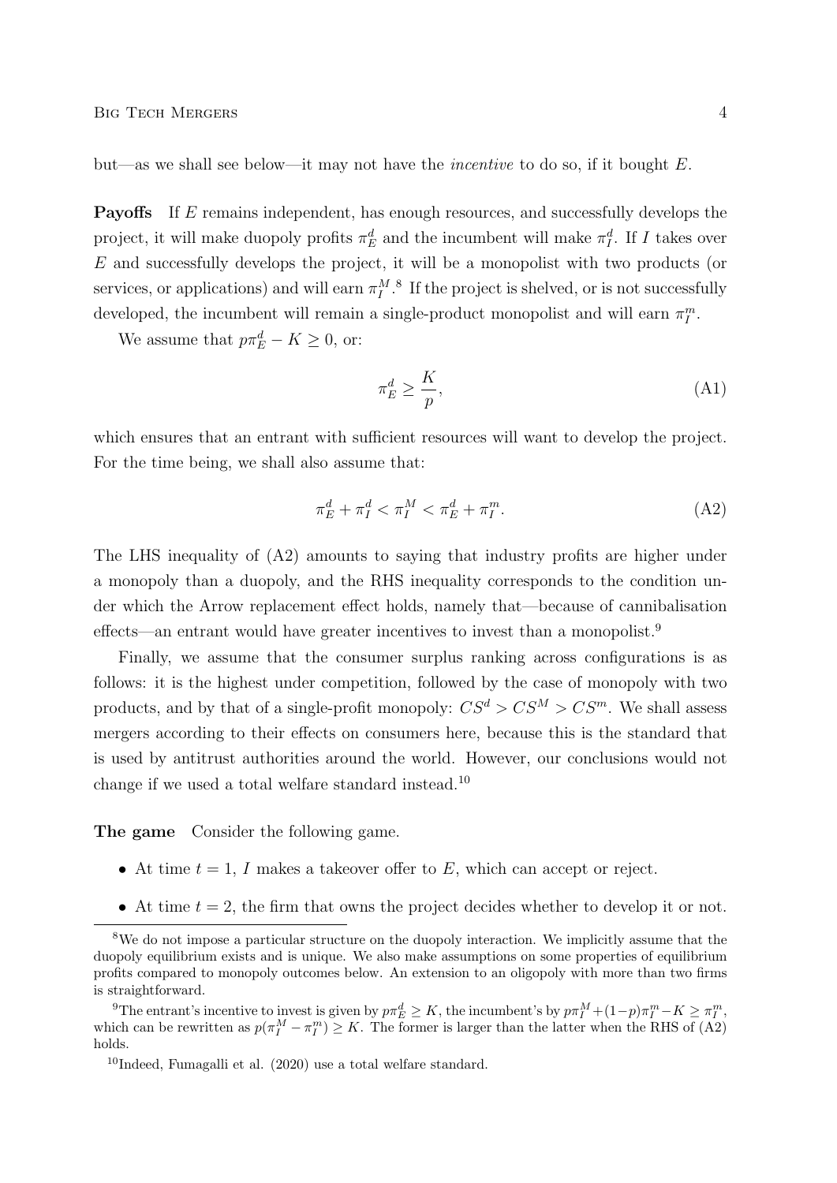but—as we shall see below—it may not have the *incentive* to do so, if it bought $E$.

**Payoffs** If $E$ remains independent, has enough resources, and successfully develops the project, it will make duopoly profits $\pi_E^d$ and the incumbent will make $\pi_I^d$. If $I$ takes over $E$ and successfully develops the project, it will be a monopolist with two products (or services, or applications) and will earn $\pi_I^M$.[8] If the project is shelved, or is not successfully developed, the incumbent will remain a single-product monopolist and will earn $\pi_I^m$.

We assume that $p\pi_E^d - K \geq 0$, or:

$$\pi_E^d \geq \frac{K}{p}, \tag{A1}$$

which ensures that an entrant with sufficient resources will want to develop the project. For the time being, we shall also assume that:

$$\pi_E^d + \pi_I^d < \pi_I^M < \pi_E^d + \pi_I^m. \tag{A2}$$

The LHS inequality of (A2) amounts to saying that industry profits are higher under a monopoly than a duopoly, and the RHS inequality corresponds to the condition under which the Arrow replacement effect holds, namely that—because of cannibalisation effects—an entrant would have greater incentives to invest than a monopolist.[9]

Finally, we assume that the consumer surplus ranking across configurations is as follows: it is the highest under competition, followed by the case of monopoly with two products, and by that of a single-profit monopoly: $CS^d > CS^M > CS^m$. We shall assess mergers according to their effects on consumers here, because this is the standard that is used by antitrust authorities around the world. However, our conclusions would not change if we used a total welfare standard instead.[10]

**The game** Consider the following game.

- At time $t = 1$, $I$ makes a takeover offer to $E$, which can accept or reject.
- At time $t = 2$, the firm that owns the project decides whether to develop it or not.

---

[8] We do not impose a particular structure on the duopoly interaction. We implicitly assume that the duopoly equilibrium exists and is unique. We also make assumptions on some properties of equilibrium profits compared to monopoly outcomes below. An extension to an oligopoly with more than two firms is straightforward.

[9] The entrant's incentive to invest is given by $p\pi_E^d \geq K$, the incumbent's by $p\pi_I^M + (1-p)\pi_I^m - K \geq \pi_I^m$, which can be rewritten as $p(\pi_I^M - \pi_I^m) \geq K$. The former is larger than the latter when the RHS of (A2) holds.

[10] Indeed, Fumagalli et al. (2020) use a total welfare standard.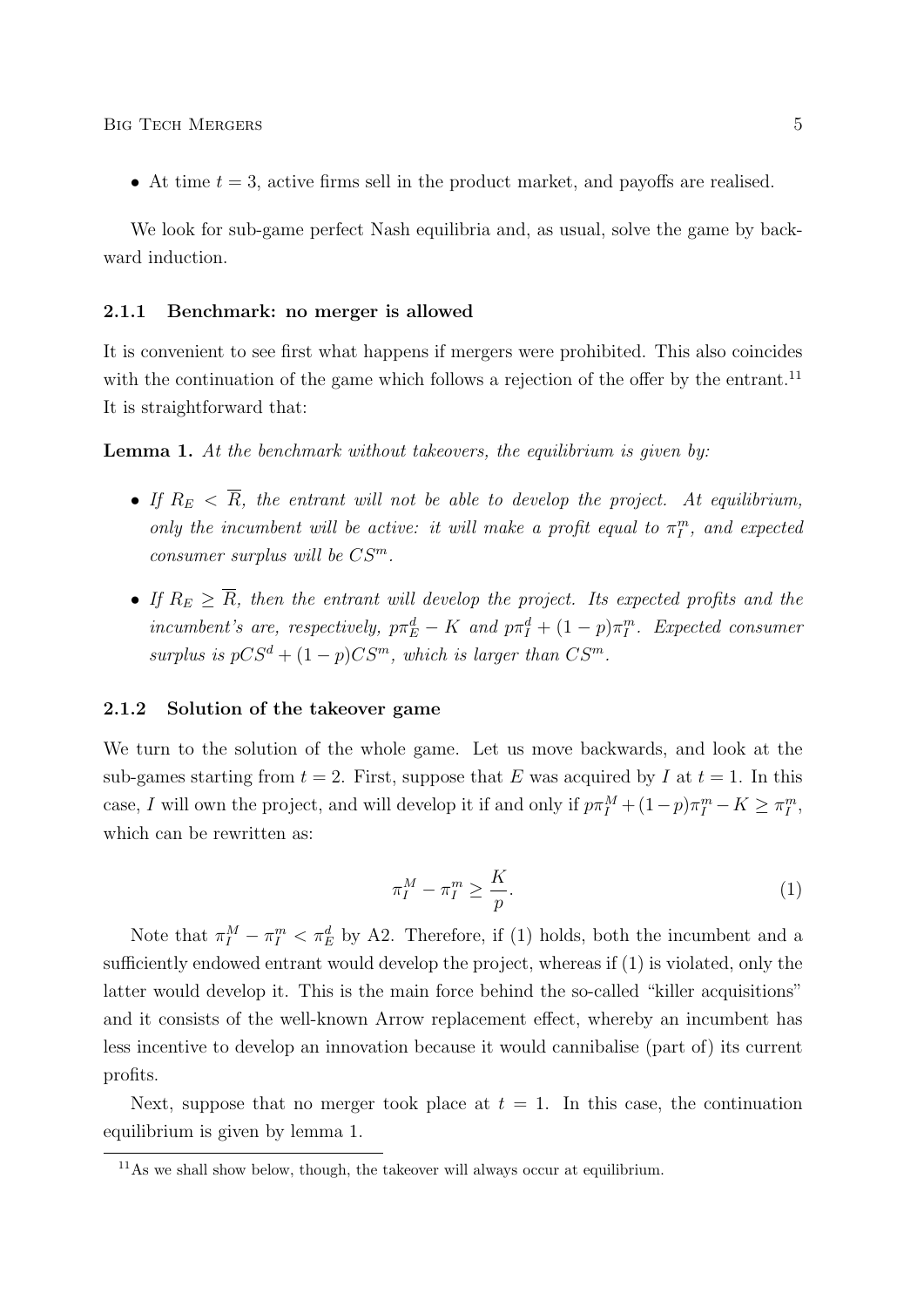- At time $t = 3$, active firms sell in the product market, and payoffs are realised.

We look for sub-game perfect Nash equilibria and, as usual, solve the game by backward induction.

### 2.1.1 Benchmark: no merger is allowed

It is convenient to see first what happens if mergers were prohibited. This also coincides with the continuation of the game which follows a rejection of the offer by the entrant.[11] It is straightforward that:

**Lemma 1.** *At the benchmark without takeovers, the equilibrium is given by:*

- *If $R_E < \overline{R}$, the entrant will not be able to develop the project. At equilibrium, only the incumbent will be active: it will make a profit equal to $\pi_I^m$, and expected consumer surplus will be $CS^m$.*
- *If $R_E \geq \overline{R}$, then the entrant will develop the project. Its expected profits and the incumbent's are, respectively, $p\pi_E^d - K$ and $p\pi_I^d + (1-p)\pi_I^m$. Expected consumer surplus is $pCS^d + (1-p)CS^m$, which is larger than $CS^m$.*

### 2.1.2 Solution of the takeover game

We turn to the solution of the whole game. Let us move backwards, and look at the sub-games starting from $t = 2$. First, suppose that $E$ was acquired by $I$ at $t = 1$. In this case, $I$ will own the project, and will develop it if and only if $p\pi_I^M + (1-p)\pi_I^m - K \geq \pi_I^m$, which can be rewritten as:

$$\pi_I^M - \pi_I^m \geq \frac{K}{p}. \tag{1}$$

Note that $\pi_I^M - \pi_I^m < \pi_E^d$ by A2. Therefore, if (1) holds, both the incumbent and a sufficiently endowed entrant would develop the project, whereas if (1) is violated, only the latter would develop it. This is the main force behind the so-called "killer acquisitions" and it consists of the well-known Arrow replacement effect, whereby an incumbent has less incentive to develop an innovation because it would cannibalise (part of) its current profits.

Next, suppose that no merger took place at $t = 1$. In this case, the continuation equilibrium is given by lemma 1.

[11] As we shall show below, though, the takeover will always occur at equilibrium.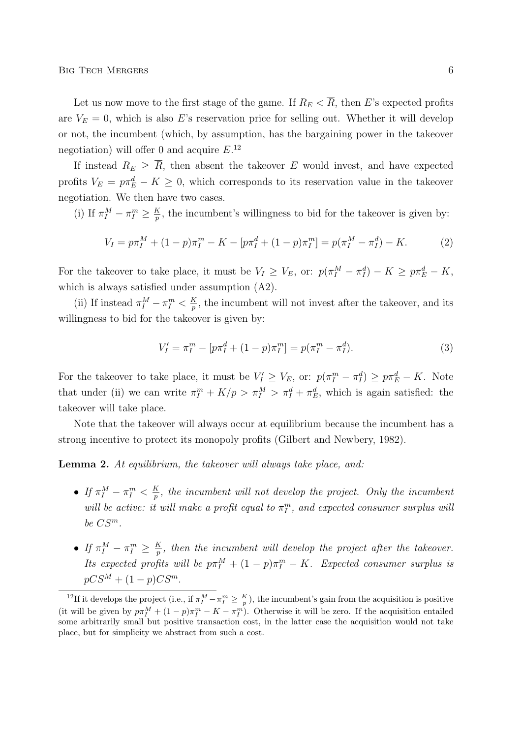Let us now move to the first stage of the game. If $R_E < \overline{R}$, then $E$'s expected profits are $V_E = 0$, which is also $E$'s reservation price for selling out. Whether it will develop or not, the incumbent (which, by assumption, has the bargaining power in the takeover negotiation) will offer 0 and acquire $E$.[12]

If instead $R_E \geq \overline{R}$, then absent the takeover $E$ would invest, and have expected profits $V_E = p\pi_E^d - K \geq 0$, which corresponds to its reservation value in the takeover negotiation. We then have two cases.

(i) If $\pi_I^M - \pi_I^m \geq \frac{K}{p}$, the incumbent's willingness to bid for the takeover is given by:

$$V_I = p\pi_I^M + (1-p)\pi_I^m - K - [p\pi_I^d + (1-p)\pi_I^m] = p(\pi_I^M - \pi_I^d) - K. \tag{2}$$

For the takeover to take place, it must be $V_I \geq V_E$, or: $p(\pi_I^M - \pi_I^d) - K \geq p\pi_E^d - K$, which is always satisfied under assumption (A2).

(ii) If instead $\pi_I^M - \pi_I^m < \frac{K}{p}$, the incumbent will not invest after the takeover, and its willingness to bid for the takeover is given by:

$$V_I' = \pi_I^m - [p\pi_I^d + (1-p)\pi_I^m] = p(\pi_I^m - \pi_I^d). \tag{3}$$

For the takeover to take place, it must be $V_I' \geq V_E$, or: $p(\pi_I^m - \pi_I^d) \geq p\pi_E^d - K$. Note that under (ii) we can write $\pi_I^m + K/p > \pi_I^M > \pi_I^d + \pi_E^d$, which is again satisfied: the takeover will take place.

Note that the takeover will always occur at equilibrium because the incumbent has a strong incentive to protect its monopoly profits (Gilbert and Newbery, 1982).

**Lemma 2.** *At equilibrium, the takeover will always take place, and:*

- *If $\pi_I^M - \pi_I^m < \frac{K}{p}$, the incumbent will not develop the project. Only the incumbent will be active: it will make a profit equal to $\pi_I^m$, and expected consumer surplus will be $CS^m$.*
- *If $\pi_I^M - \pi_I^m \geq \frac{K}{p}$, then the incumbent will develop the project after the takeover. Its expected profits will be $p\pi_I^M + (1-p)\pi_I^m - K$. Expected consumer surplus is $pCS^M + (1-p)CS^m$.*

[12] If it develops the project (i.e., if $\pi_I^M - \pi_I^m \geq \frac{K}{p}$), the incumbent's gain from the acquisition is positive (it will be given by $p\pi_I^M + (1-p)\pi_I^m - K - \pi_I^m$). Otherwise it will be zero. If the acquisition entailed some arbitrarily small but positive transaction cost, in the latter case the acquisition would not take place, but for simplicity we abstract from such a cost.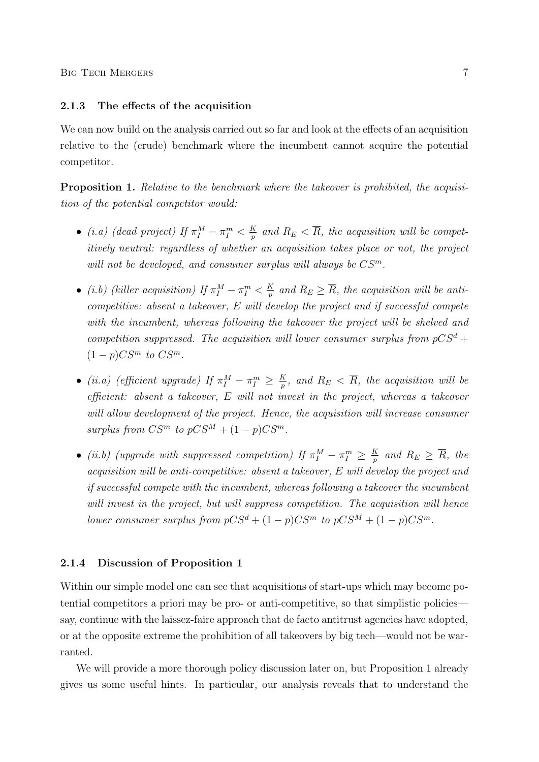### 2.1.3 The effects of the acquisition

We can now build on the analysis carried out so far and look at the effects of an acquisition relative to the (crude) benchmark where the incumbent cannot acquire the potential competitor.

**Proposition 1.** *Relative to the benchmark where the takeover is prohibited, the acquisition of the potential competitor would:*

- *(i.a) (dead project) If $\pi_I^M - \pi_I^m < \frac{K}{p}$ and $R_E < \overline{R}$, the acquisition will be competitively neutral: regardless of whether an acquisition takes place or not, the project will not be developed, and consumer surplus will always be $CS^m$.*
- *(i.b) (killer acquisition) If $\pi_I^M - \pi_I^m < \frac{K}{p}$ and $R_E \geq \overline{R}$, the acquisition will be anti-competitive: absent a takeover, $E$ will develop the project and if successful compete with the incumbent, whereas following the takeover the project will be shelved and competition suppressed. The acquisition will lower consumer surplus from $pCS^d + (1-p)CS^m$ to $CS^m$.*
- *(ii.a) (efficient upgrade) If $\pi_I^M - \pi_I^m \geq \frac{K}{p}$, and $R_E < \overline{R}$, the acquisition will be efficient: absent a takeover, $E$ will not invest in the project, whereas a takeover will allow development of the project. Hence, the acquisition will increase consumer surplus from $CS^m$ to $pCS^M + (1-p)CS^m$.*
- *(ii.b) (upgrade with suppressed competition) If $\pi_I^M - \pi_I^m \geq \frac{K}{p}$ and $R_E \geq \overline{R}$, the acquisition will be anti-competitive: absent a takeover, $E$ will develop the project and if successful compete with the incumbent, whereas following a takeover the incumbent will invest in the project, but will suppress competition. The acquisition will hence lower consumer surplus from $pCS^d + (1-p)CS^m$ to $pCS^M + (1-p)CS^m$.*

### 2.1.4 Discussion of Proposition 1

Within our simple model one can see that acquisitions of start-ups which may become potential competitors a priori may be pro- or anti-competitive, so that simplistic policies—say, continue with the laissez-faire approach that de facto antitrust agencies have adopted, or at the opposite extreme the prohibition of all takeovers by big tech—would not be warranted.

We will provide a more thorough policy discussion later on, but Proposition 1 already gives us some useful hints. In particular, our analysis reveals that to understand the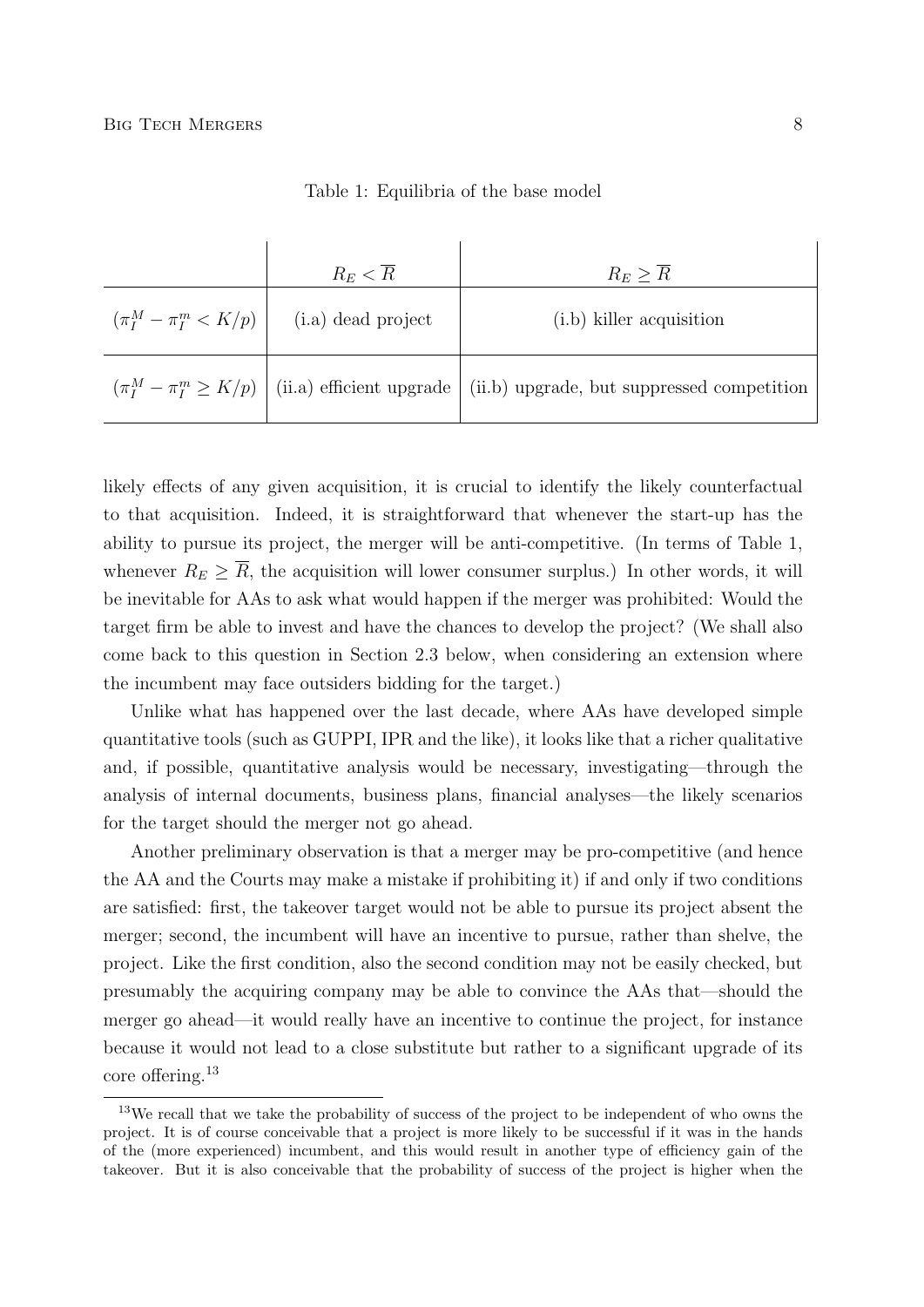Table 1: Equilibria of the base model

| | $R_E < \overline{R}$ | $R_E \geq \overline{R}$ |
|---|---|---|
| $(\pi_I^M - \pi_I^m < K/p)$ | (i.a) dead project | (i.b) killer acquisition |
| $(\pi_I^M - \pi_I^m \geq K/p)$ | (ii.a) efficient upgrade | (ii.b) upgrade, but suppressed competition |

likely effects of any given acquisition, it is crucial to identify the likely counterfactual to that acquisition. Indeed, it is straightforward that whenever the start-up has the ability to pursue its project, the merger will be anti-competitive. (In terms of Table 1, whenever $R_E \geq \overline{R}$, the acquisition will lower consumer surplus.) In other words, it will be inevitable for AAs to ask what would happen if the merger was prohibited: Would the target firm be able to invest and have the chances to develop the project? (We shall also come back to this question in Section 2.3 below, when considering an extension where the incumbent may face outsiders bidding for the target.)

Unlike what has happened over the last decade, where AAs have developed simple quantitative tools (such as GUPPI, IPR and the like), it looks like that a richer qualitative and, if possible, quantitative analysis would be necessary, investigating—through the analysis of internal documents, business plans, financial analyses—the likely scenarios for the target should the merger not go ahead.

Another preliminary observation is that a merger may be pro-competitive (and hence the AA and the Courts may make a mistake if prohibiting it) if and only if two conditions are satisfied: first, the takeover target would not be able to pursue its project absent the merger; second, the incumbent will have an incentive to pursue, rather than shelve, the project. Like the first condition, also the second condition may not be easily checked, but presumably the acquiring company may be able to convince the AAs that—should the merger go ahead—it would really have an incentive to continue the project, for instance because it would not lead to a close substitute but rather to a significant upgrade of its core offering.[13]

[13] We recall that we take the probability of success of the project to be independent of who owns the project. It is of course conceivable that a project is more likely to be successful if it was in the hands of the (more experienced) incumbent, and this would result in another type of efficiency gain of the takeover. But it is also conceivable that the probability of success of the project is higher when the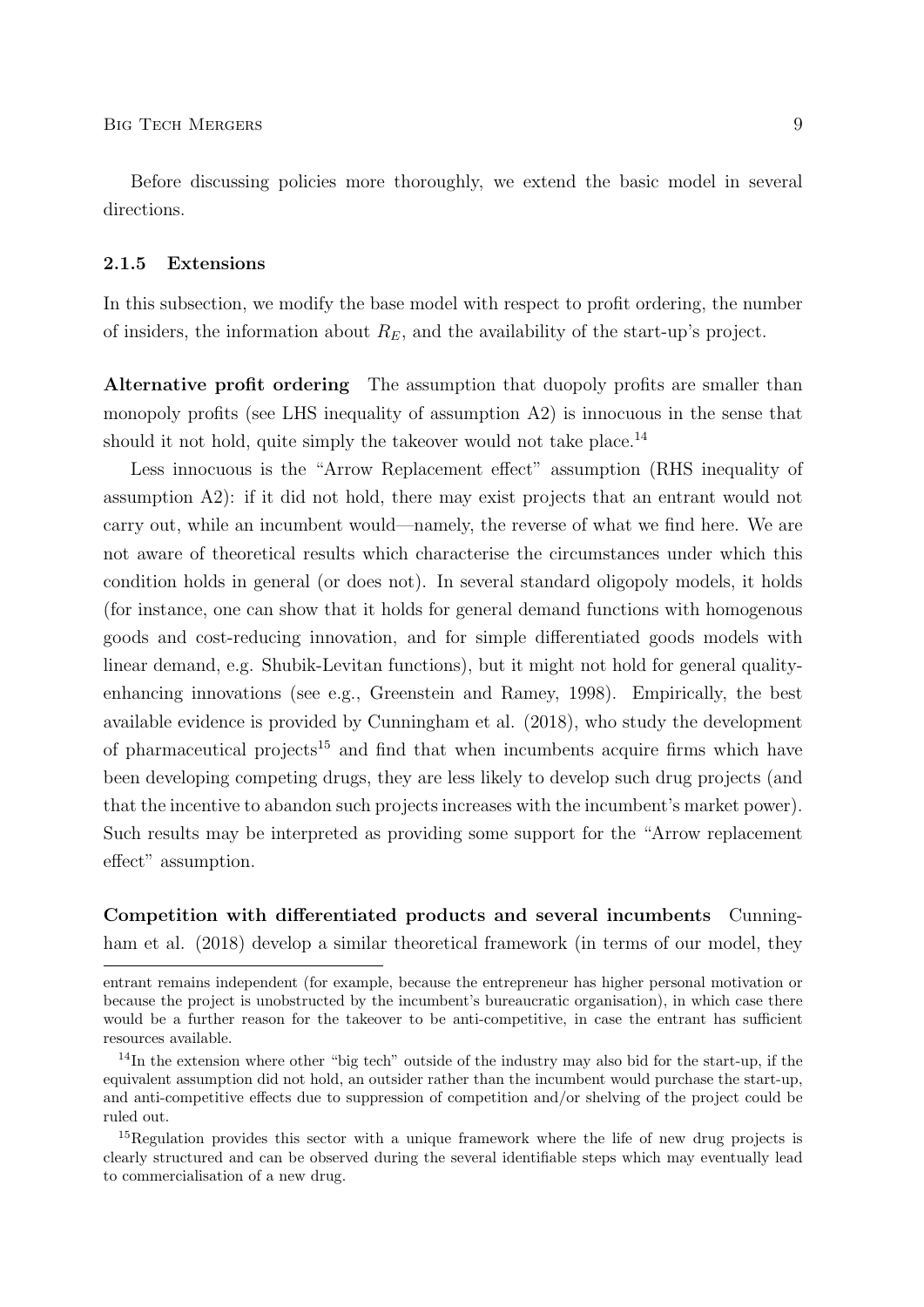Before discussing policies more thoroughly, we extend the basic model in several directions.

### 2.1.5 Extensions

In this subsection, we modify the base model with respect to profit ordering, the number of insiders, the information about $R_E$, and the availability of the start-up's project.

**Alternative profit ordering** The assumption that duopoly profits are smaller than monopoly profits (see LHS inequality of assumption A2) is innocuous in the sense that should it not hold, quite simply the takeover would not take place.[14]

Less innocuous is the "Arrow Replacement effect" assumption (RHS inequality of assumption A2): if it did not hold, there may exist projects that an entrant would not carry out, while an incumbent would—namely, the reverse of what we find here. We are not aware of theoretical results which characterise the circumstances under which this condition holds in general (or does not). In several standard oligopoly models, it holds (for instance, one can show that it holds for general demand functions with homogenous goods and cost-reducing innovation, and for simple differentiated goods models with linear demand, e.g. Shubik-Levitan functions), but it might not hold for general quality-enhancing innovations (see e.g., Greenstein and Ramey, 1998). Empirically, the best available evidence is provided by Cunningham et al. (2018), who study the development of pharmaceutical projects[15] and find that when incumbents acquire firms which have been developing competing drugs, they are less likely to develop such drug projects (and that the incentive to abandon such projects increases with the incumbent's market power). Such results may be interpreted as providing some support for the "Arrow replacement effect" assumption.

**Competition with differentiated products and several incumbents** Cunningham et al. (2018) develop a similar theoretical framework (in terms of our model, they

---

entrant remains independent (for example, because the entrepreneur has higher personal motivation or because the project is unobstructed by the incumbent's bureaucratic organisation), in which case there would be a further reason for the takeover to be anti-competitive, in case the entrant has sufficient resources available.

[14] In the extension where other "big tech" outside of the industry may also bid for the start-up, if the equivalent assumption did not hold, an outsider rather than the incumbent would purchase the start-up, and anti-competitive effects due to suppression of competition and/or shelving of the project could be ruled out.

[15] Regulation provides this sector with a unique framework where the life of new drug projects is clearly structured and can be observed during the several identifiable steps which may eventually lead to commercialisation of a new drug.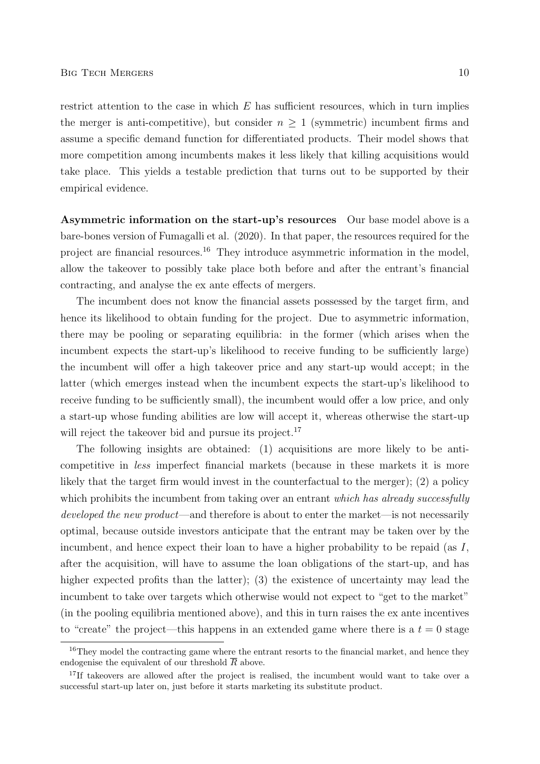restrict attention to the case in which $E$ has sufficient resources, which in turn implies the merger is anti-competitive), but consider $n \geq 1$ (symmetric) incumbent firms and assume a specific demand function for differentiated products. Their model shows that more competition among incumbents makes it less likely that killing acquisitions would take place. This yields a testable prediction that turns out to be supported by their empirical evidence.

**Asymmetric information on the start-up's resources** Our base model above is a bare-bones version of Fumagalli et al. (2020). In that paper, the resources required for the project are financial resources.[16] They introduce asymmetric information in the model, allow the takeover to possibly take place both before and after the entrant's financial contracting, and analyse the ex ante effects of mergers.

The incumbent does not know the financial assets possessed by the target firm, and hence its likelihood to obtain funding for the project. Due to asymmetric information, there may be pooling or separating equilibria: in the former (which arises when the incumbent expects the start-up's likelihood to receive funding to be sufficiently large) the incumbent will offer a high takeover price and any start-up would accept; in the latter (which emerges instead when the incumbent expects the start-up's likelihood to receive funding to be sufficiently small), the incumbent would offer a low price, and only a start-up whose funding abilities are low will accept it, whereas otherwise the start-up will reject the takeover bid and pursue its project.[17]

The following insights are obtained: (1) acquisitions are more likely to be anti-competitive in *less* imperfect financial markets (because in these markets it is more likely that the target firm would invest in the counterfactual to the merger); (2) a policy which prohibits the incumbent from taking over an entrant *which has already successfully developed the new product*—and therefore is about to enter the market—is not necessarily optimal, because outside investors anticipate that the entrant may be taken over by the incumbent, and hence expect their loan to have a higher probability to be repaid (as $I$, after the acquisition, will have to assume the loan obligations of the start-up, and has higher expected profits than the latter); (3) the existence of uncertainty may lead the incumbent to take over targets which otherwise would not expect to "get to the market" (in the pooling equilibria mentioned above), and this in turn raises the ex ante incentives to "create" the project—this happens in an extended game where there is a $t = 0$ stage

[16] They model the contracting game where the entrant resorts to the financial market, and hence they endogenise the equivalent of our threshold $\overline{R}$ above.

[17] If takeovers are allowed after the project is realised, the incumbent would want to take over a successful start-up later on, just before it starts marketing its substitute product.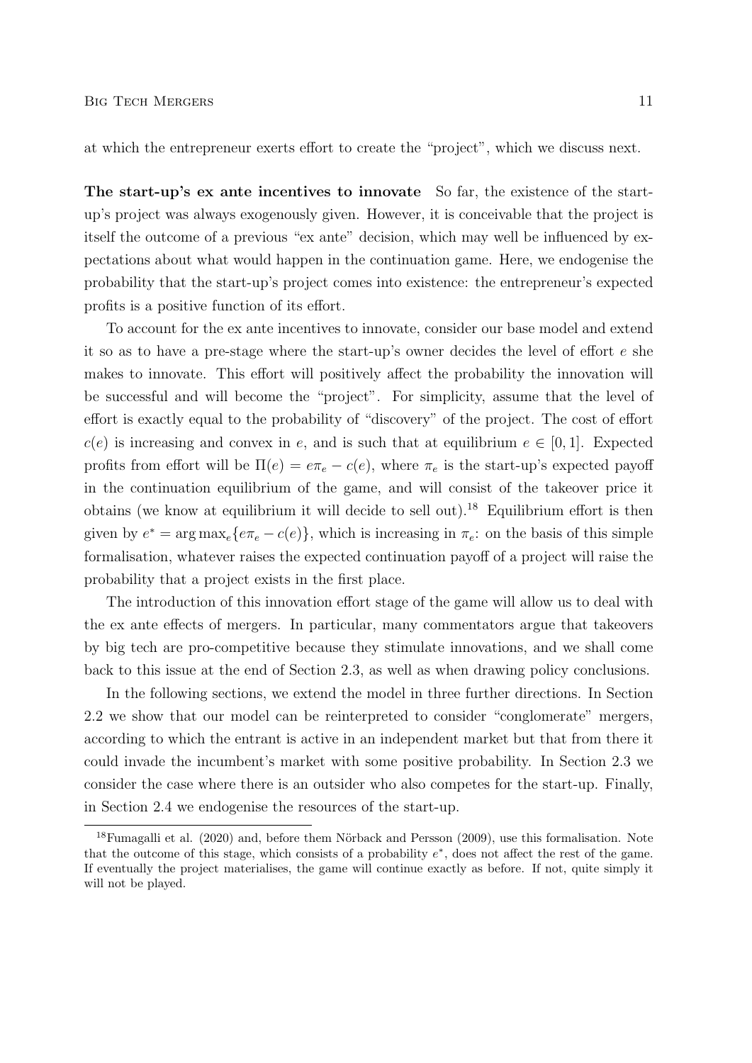at which the entrepreneur exerts effort to create the "project", which we discuss next.

**The start-up's ex ante incentives to innovate** So far, the existence of the start-up's project was always exogenously given. However, it is conceivable that the project is itself the outcome of a previous "ex ante" decision, which may well be influenced by expectations about what would happen in the continuation game. Here, we endogenise the probability that the start-up's project comes into existence: the entrepreneur's expected profits is a positive function of its effort.

To account for the ex ante incentives to innovate, consider our base model and extend it so as to have a pre-stage where the start-up's owner decides the level of effort $e$ she makes to innovate. This effort will positively affect the probability the innovation will be successful and will become the "project". For simplicity, assume that the level of effort is exactly equal to the probability of "discovery" of the project. The cost of effort $c(e)$ is increasing and convex in $e$, and is such that at equilibrium $e \in [0, 1]$. Expected profits from effort will be $\Pi(e) = e\pi_e - c(e)$, where $\pi_e$ is the start-up's expected payoff in the continuation equilibrium of the game, and will consist of the takeover price it obtains (we know at equilibrium it will decide to sell out).[18] Equilibrium effort is then given by $e^* = \arg\max_e \{e\pi_e - c(e)\}$, which is increasing in $\pi_e$: on the basis of this simple formalisation, whatever raises the expected continuation payoff of a project will raise the probability that a project exists in the first place.

The introduction of this innovation effort stage of the game will allow us to deal with the ex ante effects of mergers. In particular, many commentators argue that takeovers by big tech are pro-competitive because they stimulate innovations, and we shall come back to this issue at the end of Section 2.3, as well as when drawing policy conclusions.

In the following sections, we extend the model in three further directions. In Section 2.2 we show that our model can be reinterpreted to consider "conglomerate" mergers, according to which the entrant is active in an independent market but that from there it could invade the incumbent's market with some positive probability. In Section 2.3 we consider the case where there is an outsider who also competes for the start-up. Finally, in Section 2.4 we endogenise the resources of the start-up.

[18] Fumagalli et al. (2020) and, before them Nörback and Persson (2009), use this formalisation. Note that the outcome of this stage, which consists of a probability $e^*$, does not affect the rest of the game. If eventually the project materialises, the game will continue exactly as before. If not, quite simply it will not be played.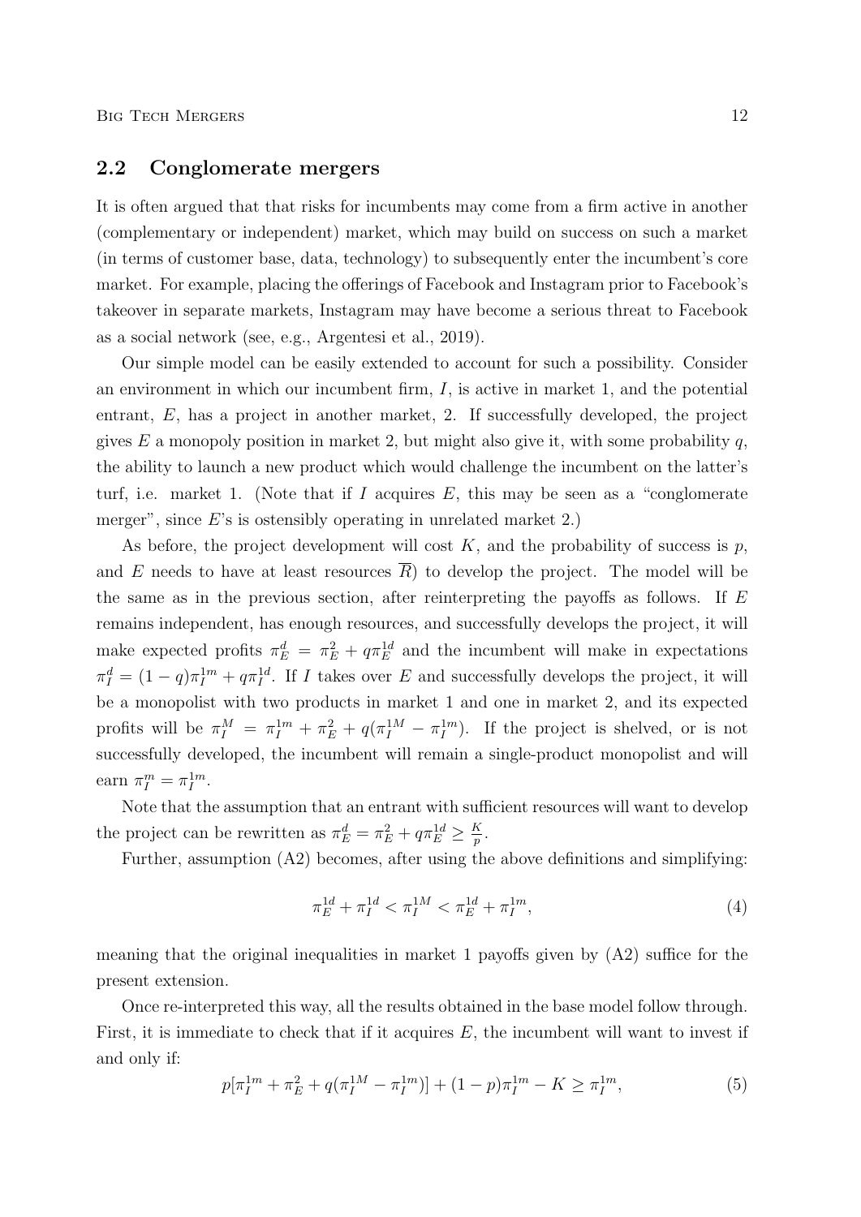## 2.2 Conglomerate mergers

It is often argued that that risks for incumbents may come from a firm active in another (complementary or independent) market, which may build on success on such a market (in terms of customer base, data, technology) to subsequently enter the incumbent's core market. For example, placing the offerings of Facebook and Instagram prior to Facebook's takeover in separate markets, Instagram may have become a serious threat to Facebook as a social network (see, e.g., Argentesi et al., 2019).

Our simple model can be easily extended to account for such a possibility. Consider an environment in which our incumbent firm, $I$, is active in market 1, and the potential entrant, $E$, has a project in another market, 2. If successfully developed, the project gives $E$ a monopoly position in market 2, but might also give it, with some probability $q$, the ability to launch a new product which would challenge the incumbent on the latter's turf, i.e. market 1. (Note that if $I$ acquires $E$, this may be seen as a "conglomerate merger", since $E$'s is ostensibly operating in unrelated market 2.)

As before, the project development will cost $K$, and the probability of success is $p$, and $E$ needs to have at least resources $\overline{R}$) to develop the project. The model will be the same as in the previous section, after reinterpreting the payoffs as follows. If $E$ remains independent, has enough resources, and successfully develops the project, it will make expected profits $\pi_E^d = \pi_E^2 + q\pi_E^{1d}$ and the incumbent will make in expectations $\pi_I^d = (1-q)\pi_I^{1m} + q\pi_I^{1d}$. If $I$ takes over $E$ and successfully develops the project, it will be a monopolist with two products in market 1 and one in market 2, and its expected profits will be $\pi_I^M = \pi_I^{1m} + \pi_E^2 + q(\pi_I^{1M} - \pi_I^{1m})$. If the project is shelved, or is not successfully developed, the incumbent will remain a single-product monopolist and will earn $\pi_I^m = \pi_I^{1m}$.

Note that the assumption that an entrant with sufficient resources will want to develop the project can be rewritten as $\pi_E^d = \pi_E^2 + q\pi_E^{1d} \geq \frac{K}{p}$.

Further, assumption (A2) becomes, after using the above definitions and simplifying:

$$\pi_E^{1d} + \pi_I^{1d} < \pi_I^{1M} < \pi_E^{1d} + \pi_I^{1m}, \tag{4}$$

meaning that the original inequalities in market 1 payoffs given by (A2) suffice for the present extension.

Once re-interpreted this way, all the results obtained in the base model follow through. First, it is immediate to check that if it acquires $E$, the incumbent will want to invest if and only if:

$$p[\pi_I^{1m} + \pi_E^2 + q(\pi_I^{1M} - \pi_I^{1m})] + (1-p)\pi_I^{1m} - K \geq \pi_I^{1m}, \tag{5}$$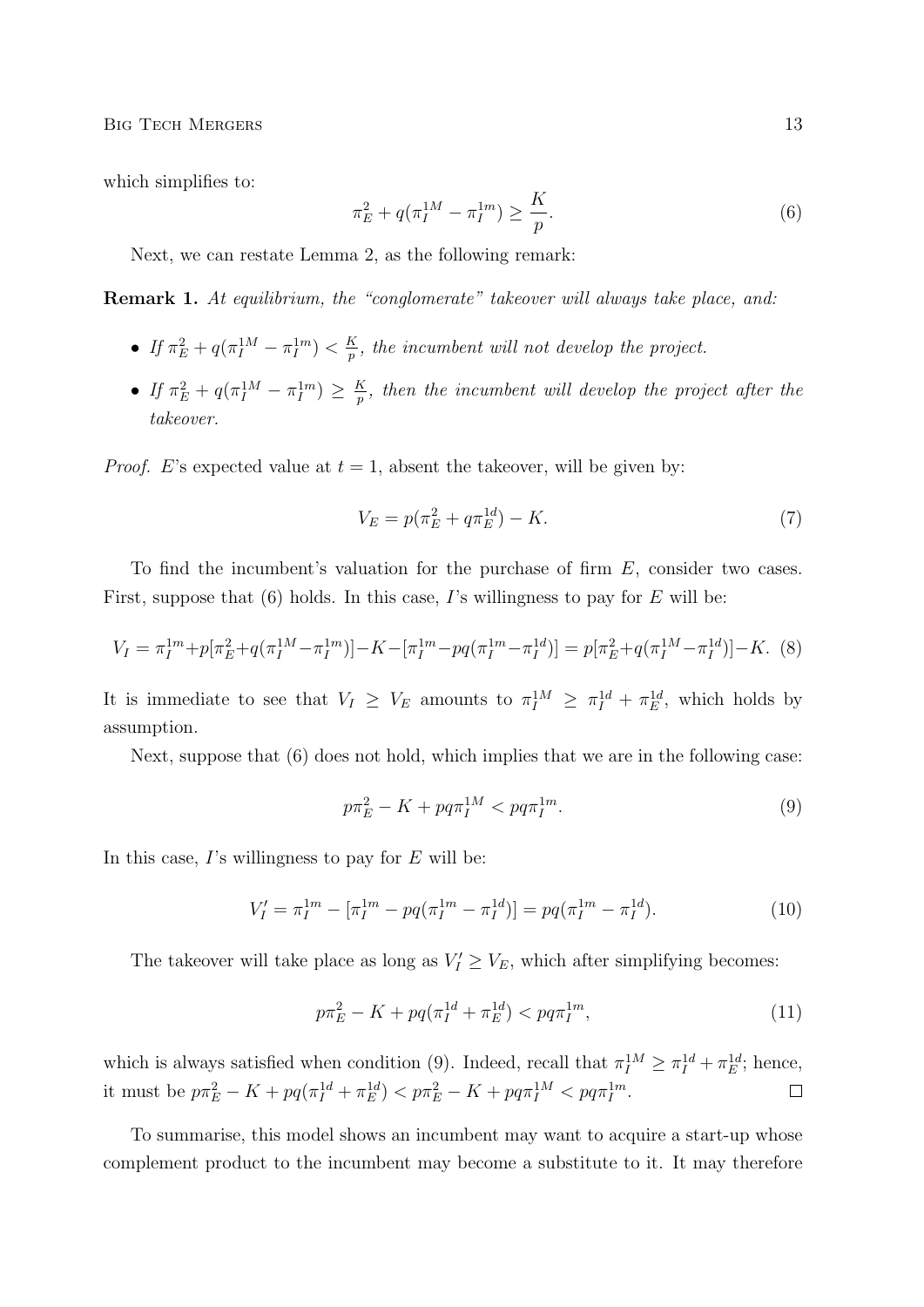which simplifies to:

$$\pi_E^2 + q(\pi_I^{1M} - \pi_I^{1m}) \geq \frac{K}{p}. \tag{6}$$

Next, we can restate Lemma 2, as the following remark:

**Remark 1.** *At equilibrium, the "conglomerate" takeover will always take place, and:*

- *If $\pi_E^2 + q(\pi_I^{1M} - \pi_I^{1m}) < \frac{K}{p}$, the incumbent will not develop the project.*
- *If $\pi_E^2 + q(\pi_I^{1M} - \pi_I^{1m}) \geq \frac{K}{p}$, then the incumbent will develop the project after the takeover.*

*Proof.* $E$'s expected value at $t = 1$, absent the takeover, will be given by:

$$V_E = p(\pi_E^2 + q\pi_E^{1d}) - K. \tag{7}$$

To find the incumbent's valuation for the purchase of firm $E$, consider two cases. First, suppose that (6) holds. In this case, $I$'s willingness to pay for $E$ will be:

$$V_I = \pi_I^{1m} + p[\pi_E^2 + q(\pi_I^{1M} - \pi_I^{1m})] - K - [\pi_I^{1m} - pq(\pi_I^{1m} - \pi_I^{1d})] = p[\pi_E^2 + q(\pi_I^{1M} - \pi_I^{1d})] - K. \tag{8}$$

It is immediate to see that $V_I \geq V_E$ amounts to $\pi_I^{1M} \geq \pi_I^{1d} + \pi_E^{1d}$, which holds by assumption.

Next, suppose that (6) does not hold, which implies that we are in the following case:

$$p\pi_E^2 - K + pq\pi_I^{1M} < pq\pi_I^{1m}. \tag{9}$$

In this case, $I$'s willingness to pay for $E$ will be:

$$V_I' = \pi_I^{1m} - [\pi_I^{1m} - pq(\pi_I^{1m} - \pi_I^{1d})] = pq(\pi_I^{1m} - \pi_I^{1d}). \tag{10}$$

The takeover will take place as long as $V_I' \geq V_E$, which after simplifying becomes:

$$p\pi_E^2 - K + pq(\pi_I^{1d} + \pi_E^{1d}) < pq\pi_I^{1m}, \tag{11}$$

which is always satisfied when condition (9). Indeed, recall that $\pi_I^{1M} \geq \pi_I^{1d} + \pi_E^{1d}$; hence, it must be $p\pi_E^2 - K + pq(\pi_I^{1d} + \pi_E^{1d}) < p\pi_E^2 - K + pq\pi_I^{1M} < pq\pi_I^{1m}$. $\square$

To summarise, this model shows an incumbent may want to acquire a start-up whose complement product to the incumbent may become a substitute to it. It may therefore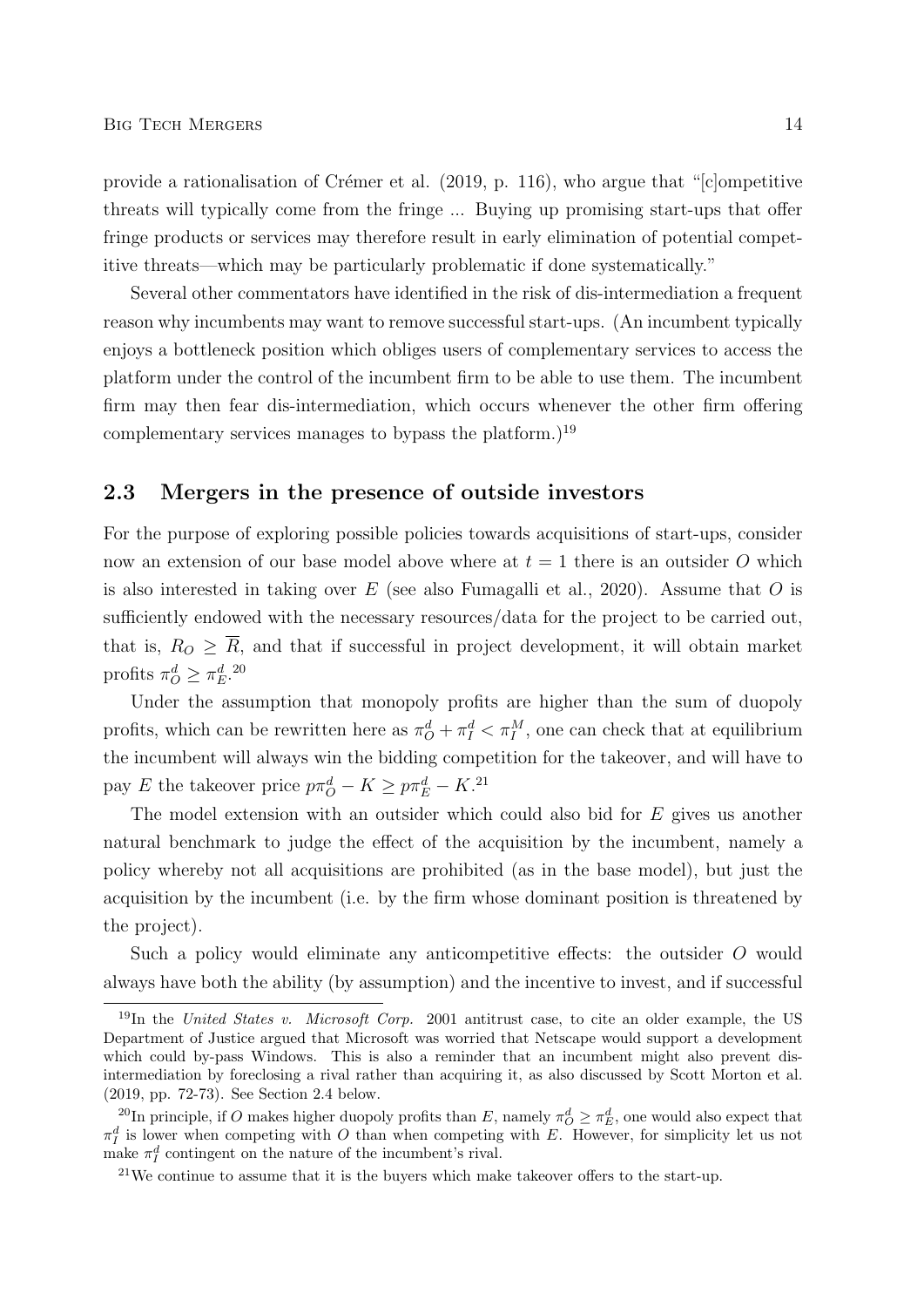provide a rationalisation of Crémer et al. (2019, p. 116), who argue that "[c]ompetitive threats will typically come from the fringe ... Buying up promising start-ups that offer fringe products or services may therefore result in early elimination of potential competitive threats—which may be particularly problematic if done systematically."

Several other commentators have identified in the risk of dis-intermediation a frequent reason why incumbents may want to remove successful start-ups. (An incumbent typically enjoys a bottleneck position which obliges users of complementary services to access the platform under the control of the incumbent firm to be able to use them. The incumbent firm may then fear dis-intermediation, which occurs whenever the other firm offering complementary services manages to bypass the platform.)[19]

## 2.3 Mergers in the presence of outside investors

For the purpose of exploring possible policies towards acquisitions of start-ups, consider now an extension of our base model above where at $t = 1$ there is an outsider $O$ which is also interested in taking over $E$ (see also Fumagalli et al., 2020). Assume that $O$ is sufficiently endowed with the necessary resources/data for the project to be carried out, that is, $R_O \geq \overline{R}$, and that if successful in project development, it will obtain market profits $\pi_O^d \geq \pi_E^d$.[20]

Under the assumption that monopoly profits are higher than the sum of duopoly profits, which can be rewritten here as $\pi_O^d + \pi_I^d < \pi_I^M$, one can check that at equilibrium the incumbent will always win the bidding competition for the takeover, and will have to pay $E$ the takeover price $p\pi_O^d - K \geq p\pi_E^d - K$.[21]

The model extension with an outsider which could also bid for $E$ gives us another natural benchmark to judge the effect of the acquisition by the incumbent, namely a policy whereby not all acquisitions are prohibited (as in the base model), but just the acquisition by the incumbent (i.e. by the firm whose dominant position is threatened by the project).

Such a policy would eliminate any anticompetitive effects: the outsider $O$ would always have both the ability (by assumption) and the incentive to invest, and if successful

[19] In the *United States v. Microsoft Corp.* 2001 antitrust case, to cite an older example, the US Department of Justice argued that Microsoft was worried that Netscape would support a development which could by-pass Windows. This is also a reminder that an incumbent might also prevent dis-intermediation by foreclosing a rival rather than acquiring it, as also discussed by Scott Morton et al. (2019, pp. 72-73). See Section 2.4 below.

[20] In principle, if $O$ makes higher duopoly profits than $E$, namely $\pi_O^d \geq \pi_E^d$, one would also expect that $\pi_I^d$ is lower when competing with $O$ than when competing with $E$. However, for simplicity let us not make $\pi_I^d$ contingent on the nature of the incumbent's rival.

[21] We continue to assume that it is the buyers which make takeover offers to the start-up.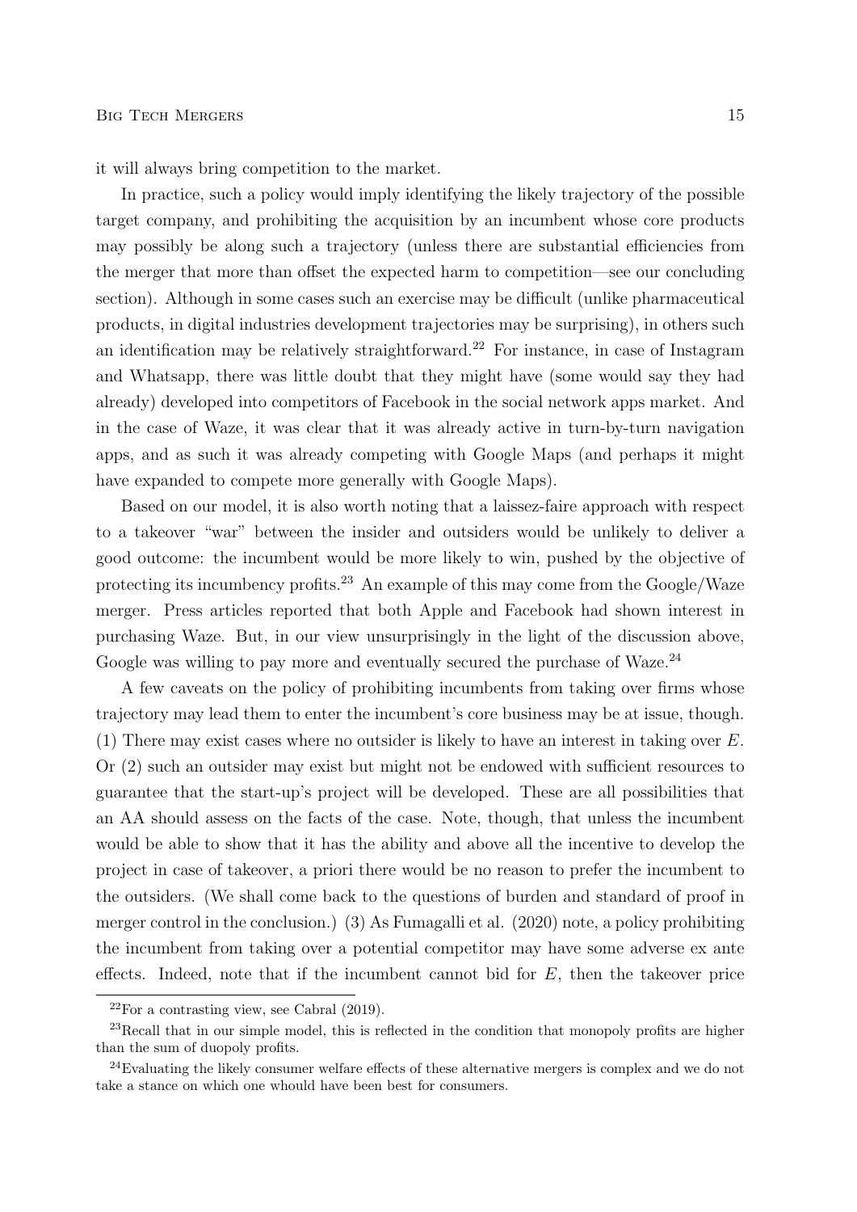it will always bring competition to the market.

In practice, such a policy would imply identifying the likely trajectory of the possible target company, and prohibiting the acquisition by an incumbent whose core products may possibly be along such a trajectory (unless there are substantial efficiencies from the merger that more than offset the expected harm to competition—see our concluding section). Although in some cases such an exercise may be difficult (unlike pharmaceutical products, in digital industries development trajectories may be surprising), in others such an identification may be relatively straightforward.[22] For instance, in case of Instagram and Whatsapp, there was little doubt that they might have (some would say they had already) developed into competitors of Facebook in the social network apps market. And in the case of Waze, it was clear that it was already active in turn-by-turn navigation apps, and as such it was already competing with Google Maps (and perhaps it might have expanded to compete more generally with Google Maps).

Based on our model, it is also worth noting that a laissez-faire approach with respect to a takeover "war" between the insider and outsiders would be unlikely to deliver a good outcome: the incumbent would be more likely to win, pushed by the objective of protecting its incumbency profits.[23] An example of this may come from the Google/Waze merger. Press articles reported that both Apple and Facebook had shown interest in purchasing Waze. But, in our view unsurprisingly in the light of the discussion above, Google was willing to pay more and eventually secured the purchase of Waze.[24]

A few caveats on the policy of prohibiting incumbents from taking over firms whose trajectory may lead them to enter the incumbent's core business may be at issue, though. (1) There may exist cases where no outsider is likely to have an interest in taking over $E$. Or (2) such an outsider may exist but might not be endowed with sufficient resources to guarantee that the start-up's project will be developed. These are all possibilities that an AA should assess on the facts of the case. Note, though, that unless the incumbent would be able to show that it has the ability and above all the incentive to develop the project in case of takeover, a priori there would be no reason to prefer the incumbent to the outsiders. (We shall come back to the questions of burden and standard of proof in merger control in the conclusion.) (3) As Fumagalli et al. (2020) note, a policy prohibiting the incumbent from taking over a potential competitor may have some adverse ex ante effects. Indeed, note that if the incumbent cannot bid for $E$, then the takeover price

[22] For a contrasting view, see Cabral (2019).

[23] Recall that in our simple model, this is reflected in the condition that monopoly profits are higher than the sum of duopoly profits.

[24] Evaluating the likely consumer welfare effects of these alternative mergers is complex and we do not take a stance on which one whould have been best for consumers.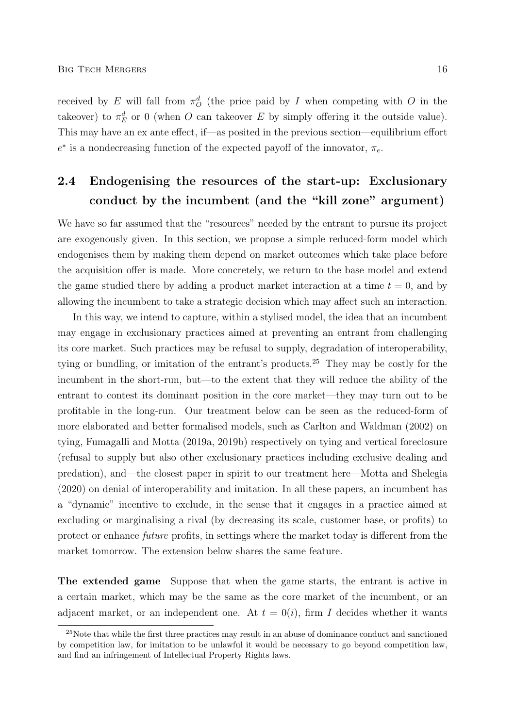received by $E$ will fall from $\pi_O^d$ (the price paid by $I$ when competing with $O$ in the takeover) to $\pi_E^d$ or 0 (when $O$ can takeover $E$ by simply offering it the outside value). This may have an ex ante effect, if—as posited in the previous section—equilibrium effort $e^*$ is a nondecreasing function of the expected payoff of the innovator, $\pi_e$.

## 2.4 Endogenising the resources of the start-up: Exclusionary conduct by the incumbent (and the "kill zone" argument)

We have so far assumed that the "resources" needed by the entrant to pursue its project are exogenously given. In this section, we propose a simple reduced-form model which endogenises them by making them depend on market outcomes which take place before the acquisition offer is made. More concretely, we return to the base model and extend the game studied there by adding a product market interaction at a time $t = 0$, and by allowing the incumbent to take a strategic decision which may affect such an interaction.

In this way, we intend to capture, within a stylised model, the idea that an incumbent may engage in exclusionary practices aimed at preventing an entrant from challenging its core market. Such practices may be refusal to supply, degradation of interoperability, tying or bundling, or imitation of the entrant's products.[25] They may be costly for the incumbent in the short-run, but—to the extent that they will reduce the ability of the entrant to contest its dominant position in the core market—they may turn out to be profitable in the long-run. Our treatment below can be seen as the reduced-form of more elaborated and better formalised models, such as Carlton and Waldman (2002) on tying, Fumagalli and Motta (2019a, 2019b) respectively on tying and vertical foreclosure (refusal to supply but also other exclusionary practices including exclusive dealing and predation), and—the closest paper in spirit to our treatment here—Motta and Shelegia (2020) on denial of interoperability and imitation. In all these papers, an incumbent has a "dynamic" incentive to exclude, in the sense that it engages in a practice aimed at excluding or marginalising a rival (by decreasing its scale, customer base, or profits) to protect or enhance *future* profits, in settings where the market today is different from the market tomorrow. The extension below shares the same feature.

**The extended game** Suppose that when the game starts, the entrant is active in a certain market, which may be the same as the core market of the incumbent, or an adjacent market, or an independent one. At $t = 0(i)$, firm $I$ decides whether it wants

[25] Note that while the first three practices may result in an abuse of dominance conduct and sanctioned by competition law, for imitation to be unlawful it would be necessary to go beyond competition law, and find an infringement of Intellectual Property Rights laws.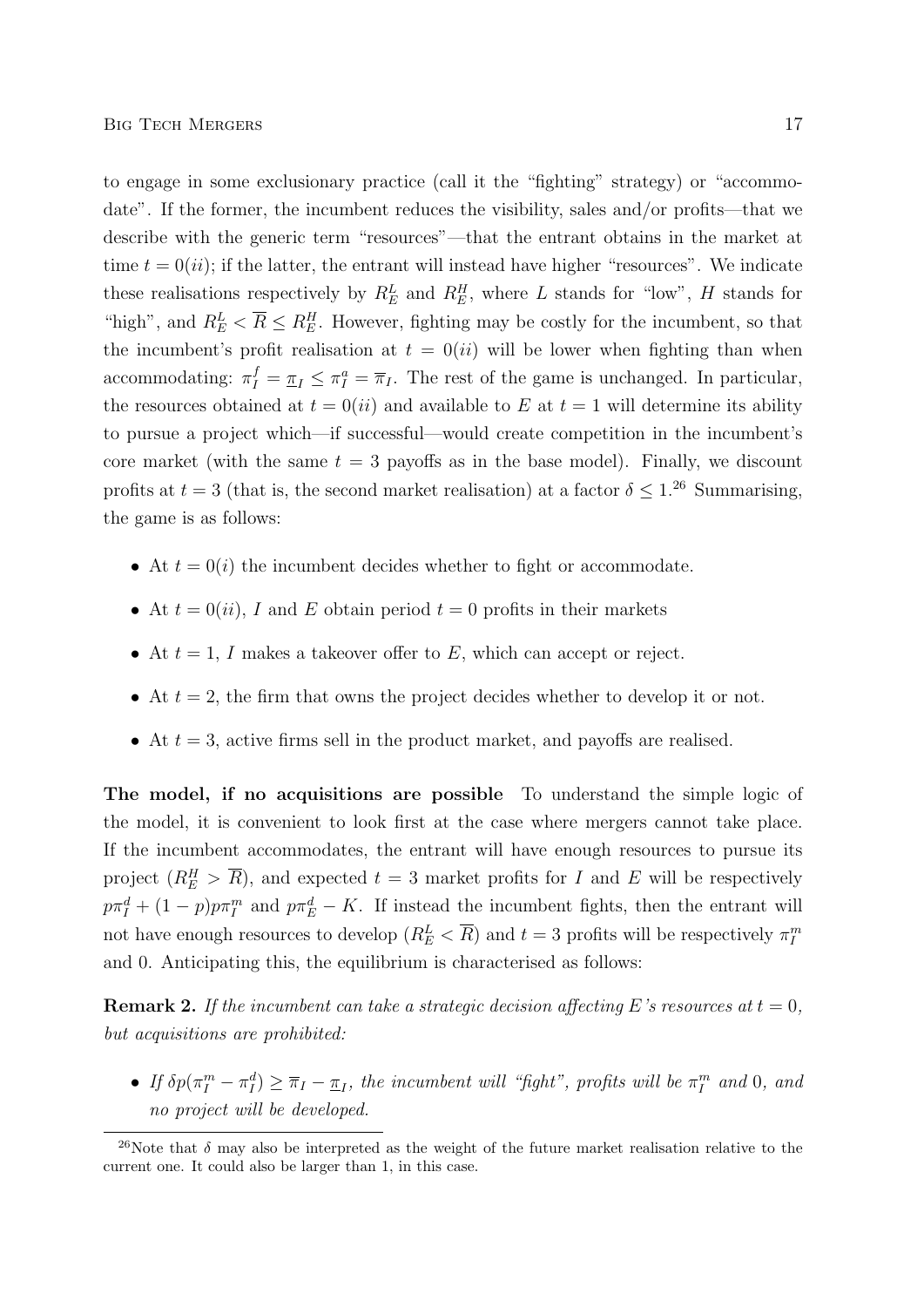to engage in some exclusionary practice (call it the "fighting" strategy) or "accommodate". If the former, the incumbent reduces the visibility, sales and/or profits—that we describe with the generic term "resources"—that the entrant obtains in the market at time $t = 0(ii)$; if the latter, the entrant will instead have higher "resources". We indicate these realisations respectively by $R_E^L$ and $R_E^H$, where $L$ stands for "low", $H$ stands for "high", and $R_E^L < \overline{R} \leq R_E^H$. However, fighting may be costly for the incumbent, so that the incumbent's profit realisation at $t = 0(ii)$ will be lower when fighting than when accommodating: $\pi_I^f = \underline{\pi}_I \leq \pi_I^a = \overline{\pi}_I$. The rest of the game is unchanged. In particular, the resources obtained at $t = 0(ii)$ and available to $E$ at $t = 1$ will determine its ability to pursue a project which—if successful—would create competition in the incumbent's core market (with the same $t = 3$ payoffs as in the base model). Finally, we discount profits at $t = 3$ (that is, the second market realisation) at a factor $\delta \leq 1$.[26] Summarising, the game is as follows:

- At $t = 0(i)$ the incumbent decides whether to fight or accommodate.
- At $t = 0(ii)$, $I$ and $E$ obtain period $t = 0$ profits in their markets
- At $t = 1$, $I$ makes a takeover offer to $E$, which can accept or reject.
- At $t = 2$, the firm that owns the project decides whether to develop it or not.
- At $t = 3$, active firms sell in the product market, and payoffs are realised.

**The model, if no acquisitions are possible** To understand the simple logic of the model, it is convenient to look first at the case where mergers cannot take place. If the incumbent accommodates, the entrant will have enough resources to pursue its project ($R_E^H > \overline{R}$), and expected $t = 3$ market profits for $I$ and $E$ will be respectively $p\pi_I^d + (1-p)p\pi_I^m$ and $p\pi_E^d - K$. If instead the incumbent fights, then the entrant will not have enough resources to develop ($R_E^L < \overline{R}$) and $t = 3$ profits will be respectively $\pi_I^m$ and 0. Anticipating this, the equilibrium is characterised as follows:

**Remark 2.** *If the incumbent can take a strategic decision affecting $E$'s resources at $t = 0$, but acquisitions are prohibited:*

- *If $\delta p(\pi_I^m - \pi_I^d) \geq \overline{\pi}_I - \underline{\pi}_I$, the incumbent will "fight", profits will be $\pi_I^m$ and 0, and no project will be developed.*

[26] Note that $\delta$ may also be interpreted as the weight of the future market realisation relative to the current one. It could also be larger than 1, in this case.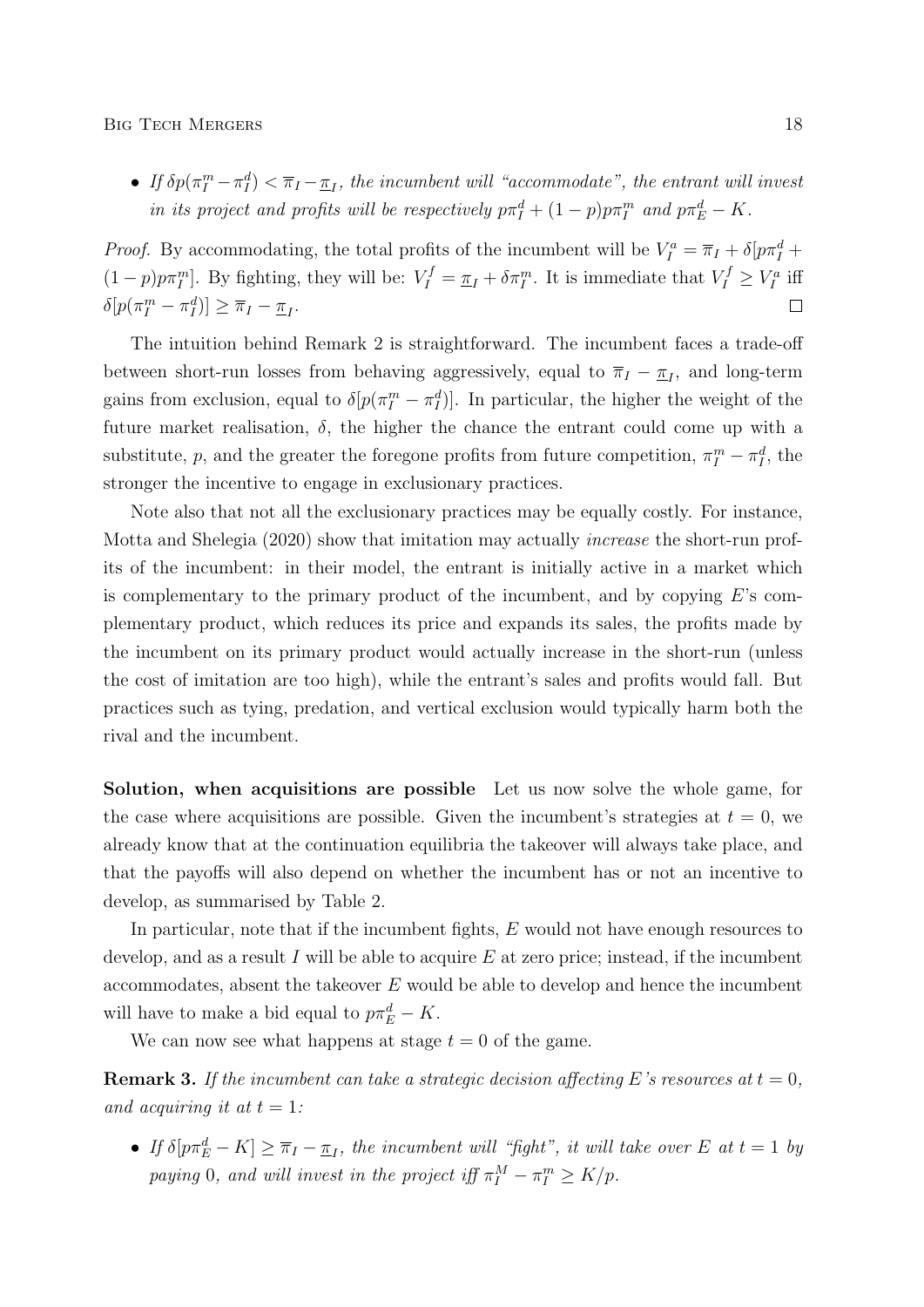- *If $\delta p(\pi_I^m - \pi_I^d) < \overline{\pi}_I - \underline{\pi}_I$, the incumbent will "accommodate", the entrant will invest in its project and profits will be respectively $p\pi_I^d + (1-p)p\pi_I^m$ and $p\pi_E^d - K$.*

*Proof.* By accommodating, the total profits of the incumbent will be $V_I^a = \overline{\pi}_I + \delta[p\pi_I^d + (1-p)p\pi_I^m]$. By fighting, they will be: $V_I^f = \underline{\pi}_I + \delta\pi_I^m$. It is immediate that $V_I^f \geq V_I^a$ iff $\delta[p(\pi_I^m - \pi_I^d)] \geq \overline{\pi}_I - \underline{\pi}_I$. □

The intuition behind Remark 2 is straightforward. The incumbent faces a trade-off between short-run losses from behaving aggressively, equal to $\overline{\pi}_I - \underline{\pi}_I$, and long-term gains from exclusion, equal to $\delta[p(\pi_I^m - \pi_I^d)]$. In particular, the higher the weight of the future market realisation, $\delta$, the higher the chance the entrant could come up with a substitute, $p$, and the greater the foregone profits from future competition, $\pi_I^m - \pi_I^d$, the stronger the incentive to engage in exclusionary practices.

Note also that not all the exclusionary practices may be equally costly. For instance, Motta and Shelegia (2020) show that imitation may actually *increase* the short-run profits of the incumbent: in their model, the entrant is initially active in a market which is complementary to the primary product of the incumbent, and by copying $E$'s complementary product, which reduces its price and expands its sales, the profits made by the incumbent on its primary product would actually increase in the short-run (unless the cost of imitation are too high), while the entrant's sales and profits would fall. But practices such as tying, predation, and vertical exclusion would typically harm both the rival and the incumbent.

**Solution, when acquisitions are possible** Let us now solve the whole game, for the case where acquisitions are possible. Given the incumbent's strategies at $t = 0$, we already know that at the continuation equilibria the takeover will always take place, and that the payoffs will also depend on whether the incumbent has or not an incentive to develop, as summarised by Table 2.

In particular, note that if the incumbent fights, $E$ would not have enough resources to develop, and as a result $I$ will be able to acquire $E$ at zero price; instead, if the incumbent accommodates, absent the takeover $E$ would be able to develop and hence the incumbent will have to make a bid equal to $p\pi_E^d - K$.

We can now see what happens at stage $t = 0$ of the game.

**Remark 3.** *If the incumbent can take a strategic decision affecting $E$'s resources at $t = 0$, and acquiring it at $t = 1$:*

- *If $\delta[p\pi_E^d - K] \geq \overline{\pi}_I - \underline{\pi}_I$, the incumbent will "fight", it will take over $E$ at $t = 1$ by paying $0$, and will invest in the project iff $\pi_I^M - \pi_I^m \geq K/p$.*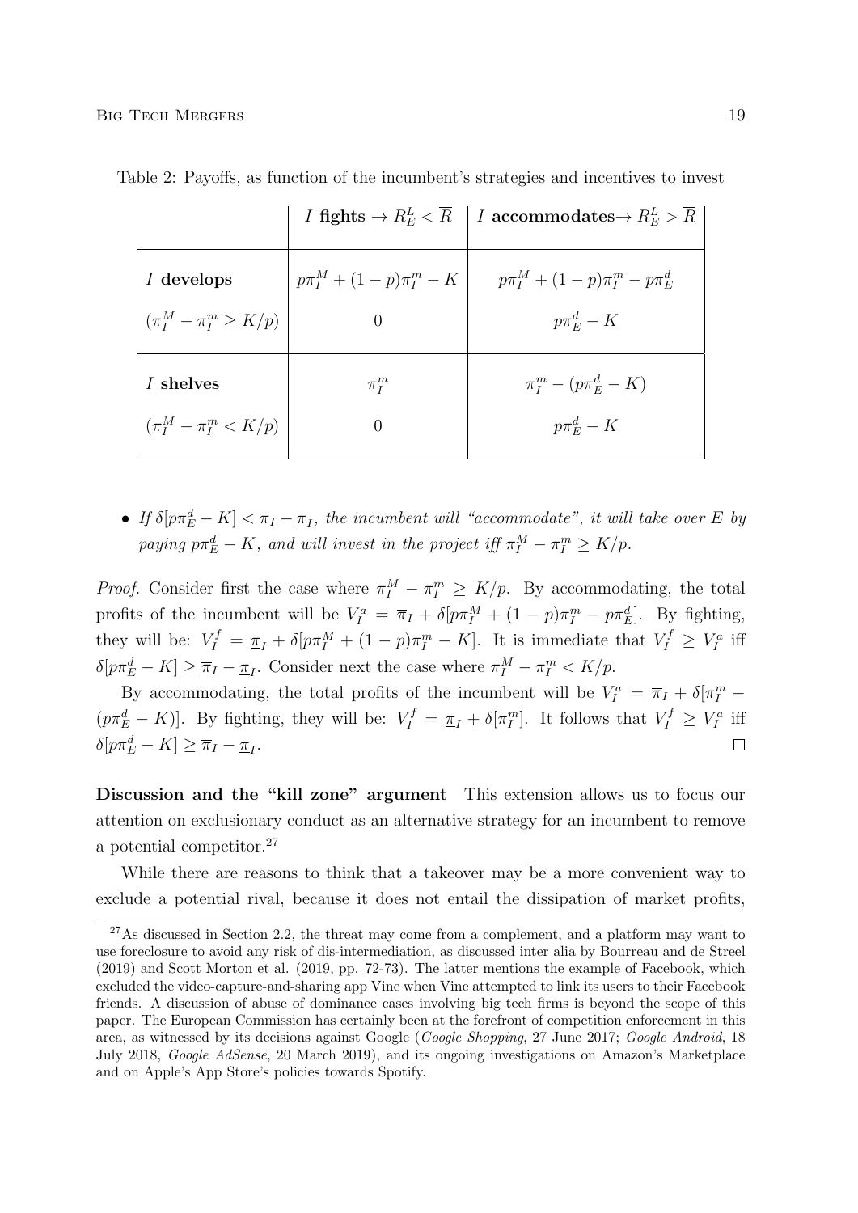Table 2: Payoffs, as function of the incumbent's strategies and incentives to invest

| | $I$ **fights** $\rightarrow R_E^L < \overline{R}$ | $I$ **accommodates**$\rightarrow R_E^L > \overline{R}$ |
|---|---|---|
| $I$ **develops** | $p\pi_I^M + (1-p)\pi_I^m - K$ | $p\pi_I^M + (1-p)\pi_I^m - p\pi_E^d$ |
| $(\pi_I^M - \pi_I^m \geq K/p)$ | $0$ | $p\pi_E^d - K$ |
| $I$ **shelves** | $\pi_I^m$ | $\pi_I^m - (p\pi_E^d - K)$ |
| $(\pi_I^M - \pi_I^m < K/p)$ | $0$ | $p\pi_E^d - K$ |

- *If* $\delta[p\pi_E^d - K] < \overline{\pi}_I - \underline{\pi}_I$*, the incumbent will "accommodate", it will take over* $E$ *by paying* $p\pi_E^d - K$*, and will invest in the project iff* $\pi_I^M - \pi_I^m \geq K/p$*.*

*Proof.* Consider first the case where $\pi_I^M - \pi_I^m \geq K/p$. By accommodating, the total profits of the incumbent will be $V_I^a = \overline{\pi}_I + \delta[p\pi_I^M + (1-p)\pi_I^m - p\pi_E^d]$. By fighting, they will be: $V_I^f = \underline{\pi}_I + \delta[p\pi_I^M + (1-p)\pi_I^m - K]$. It is immediate that $V_I^f \geq V_I^a$ iff $\delta[p\pi_E^d - K] \geq \overline{\pi}_I - \underline{\pi}_I$. Consider next the case where $\pi_I^M - \pi_I^m < K/p$.

By accommodating, the total profits of the incumbent will be $V_I^a = \overline{\pi}_I + \delta[\pi_I^m - (p\pi_E^d - K)]$. By fighting, they will be: $V_I^f = \underline{\pi}_I + \delta[\pi_I^m]$. It follows that $V_I^f \geq V_I^a$ iff $\delta[p\pi_E^d - K] \geq \overline{\pi}_I - \underline{\pi}_I$. □

**Discussion and the "kill zone" argument** This extension allows us to focus our attention on exclusionary conduct as an alternative strategy for an incumbent to remove a potential competitor.[27]

While there are reasons to think that a takeover may be a more convenient way to exclude a potential rival, because it does not entail the dissipation of market profits,

[27] As discussed in Section 2.2, the threat may come from a complement, and a platform may want to use foreclosure to avoid any risk of dis-intermediation, as discussed inter alia by Bourreau and de Streel (2019) and Scott Morton et al. (2019, pp. 72-73). The latter mentions the example of Facebook, which excluded the video-capture-and-sharing app Vine when Vine attempted to link its users to their Facebook friends. A discussion of abuse of dominance cases involving big tech firms is beyond the scope of this paper. The European Commission has certainly been at the forefront of competition enforcement in this area, as witnessed by its decisions against Google (*Google Shopping*, 27 June 2017; *Google Android*, 18 July 2018, *Google AdSense*, 20 March 2019), and its ongoing investigations on Amazon's Marketplace and on Apple's App Store's policies towards Spotify.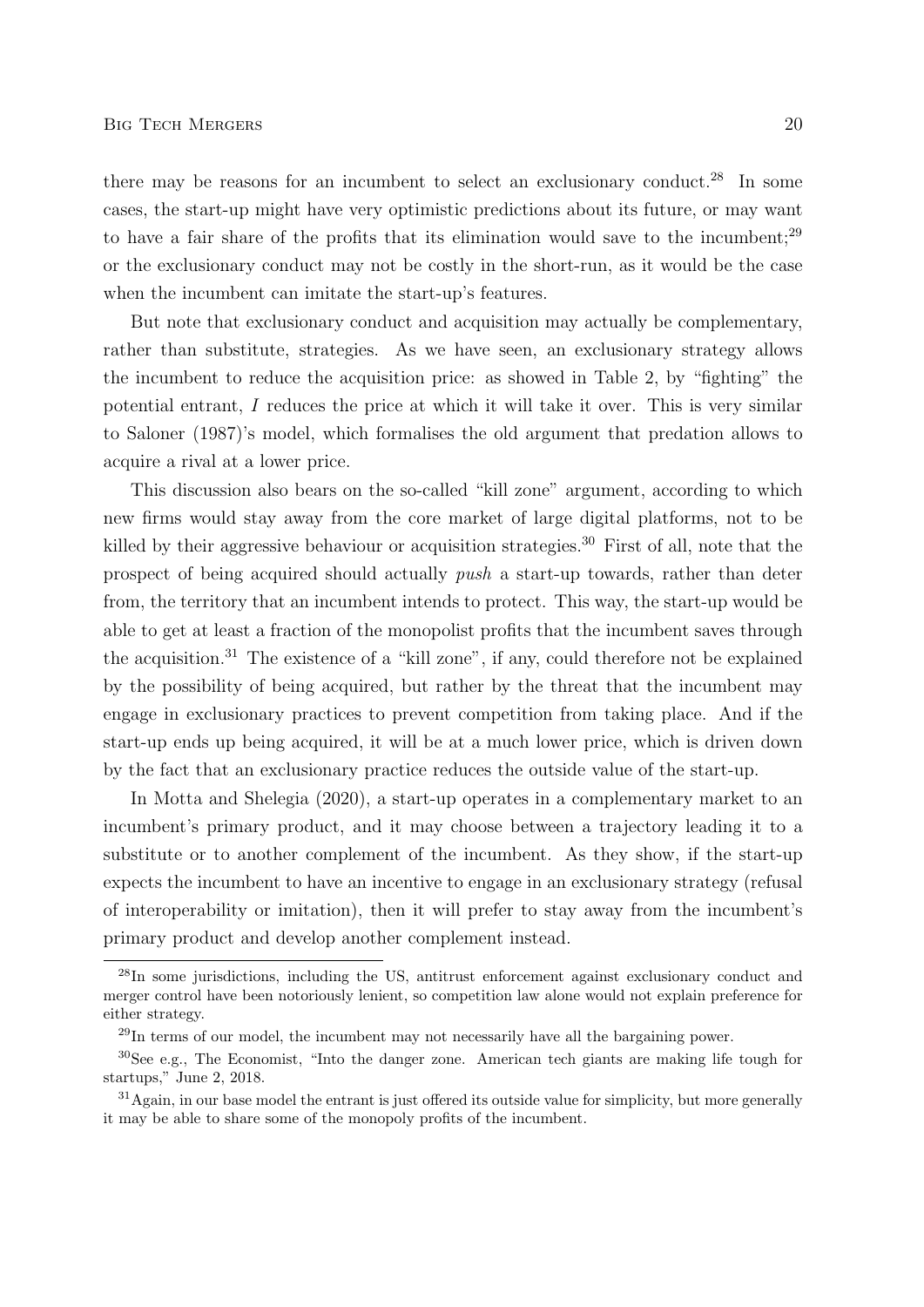there may be reasons for an incumbent to select an exclusionary conduct.[28] In some cases, the start-up might have very optimistic predictions about its future, or may want to have a fair share of the profits that its elimination would save to the incumbent;[29] or the exclusionary conduct may not be costly in the short-run, as it would be the case when the incumbent can imitate the start-up's features.

But note that exclusionary conduct and acquisition may actually be complementary, rather than substitute, strategies. As we have seen, an exclusionary strategy allows the incumbent to reduce the acquisition price: as showed in Table 2, by "fighting" the potential entrant, $I$ reduces the price at which it will take it over. This is very similar to Saloner (1987)'s model, which formalises the old argument that predation allows to acquire a rival at a lower price.

This discussion also bears on the so-called "kill zone" argument, according to which new firms would stay away from the core market of large digital platforms, not to be killed by their aggressive behaviour or acquisition strategies.[30] First of all, note that the prospect of being acquired should actually *push* a start-up towards, rather than deter from, the territory that an incumbent intends to protect. This way, the start-up would be able to get at least a fraction of the monopolist profits that the incumbent saves through the acquisition.[31] The existence of a "kill zone", if any, could therefore not be explained by the possibility of being acquired, but rather by the threat that the incumbent may engage in exclusionary practices to prevent competition from taking place. And if the start-up ends up being acquired, it will be at a much lower price, which is driven down by the fact that an exclusionary practice reduces the outside value of the start-up.

In Motta and Shelegia (2020), a start-up operates in a complementary market to an incumbent's primary product, and it may choose between a trajectory leading it to a substitute or to another complement of the incumbent. As they show, if the start-up expects the incumbent to have an incentive to engage in an exclusionary strategy (refusal of interoperability or imitation), then it will prefer to stay away from the incumbent's primary product and develop another complement instead.

---

[28] In some jurisdictions, including the US, antitrust enforcement against exclusionary conduct and merger control have been notoriously lenient, so competition law alone would not explain preference for either strategy.

[29] In terms of our model, the incumbent may not necessarily have all the bargaining power.

[30] See e.g., The Economist, "Into the danger zone. American tech giants are making life tough for startups," June 2, 2018.

[31] Again, in our base model the entrant is just offered its outside value for simplicity, but more generally it may be able to share some of the monopoly profits of the incumbent.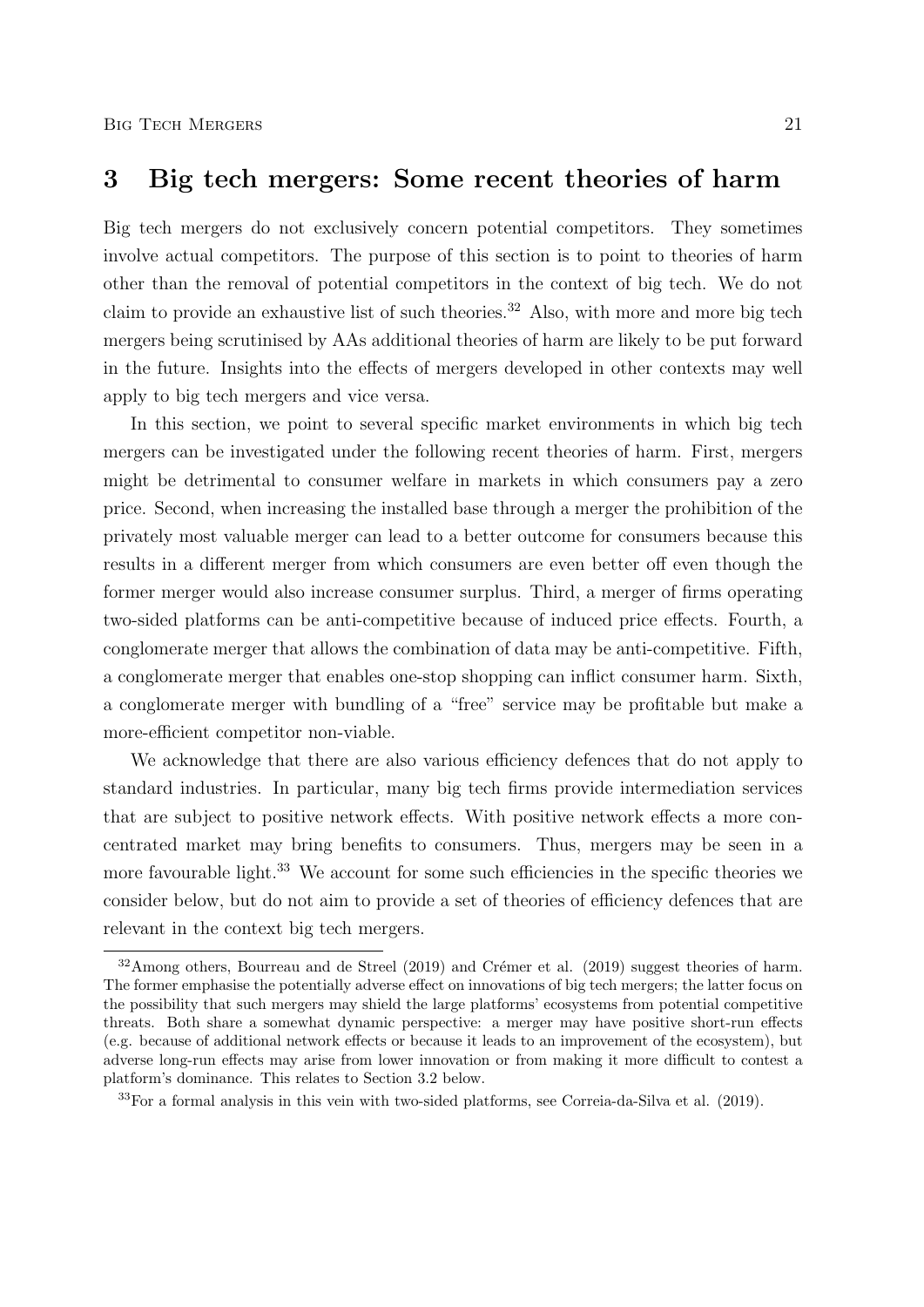# 3 Big tech mergers: Some recent theories of harm

Big tech mergers do not exclusively concern potential competitors. They sometimes involve actual competitors. The purpose of this section is to point to theories of harm other than the removal of potential competitors in the context of big tech. We do not claim to provide an exhaustive list of such theories.[32] Also, with more and more big tech mergers being scrutinised by AAs additional theories of harm are likely to be put forward in the future. Insights into the effects of mergers developed in other contexts may well apply to big tech mergers and vice versa.

In this section, we point to several specific market environments in which big tech mergers can be investigated under the following recent theories of harm. First, mergers might be detrimental to consumer welfare in markets in which consumers pay a zero price. Second, when increasing the installed base through a merger the prohibition of the privately most valuable merger can lead to a better outcome for consumers because this results in a different merger from which consumers are even better off even though the former merger would also increase consumer surplus. Third, a merger of firms operating two-sided platforms can be anti-competitive because of induced price effects. Fourth, a conglomerate merger that allows the combination of data may be anti-competitive. Fifth, a conglomerate merger that enables one-stop shopping can inflict consumer harm. Sixth, a conglomerate merger with bundling of a "free" service may be profitable but make a more-efficient competitor non-viable.

We acknowledge that there are also various efficiency defences that do not apply to standard industries. In particular, many big tech firms provide intermediation services that are subject to positive network effects. With positive network effects a more concentrated market may bring benefits to consumers. Thus, mergers may be seen in a more favourable light.[33] We account for some such efficiencies in the specific theories we consider below, but do not aim to provide a set of theories of efficiency defences that are relevant in the context big tech mergers.

---

[32] Among others, Bourreau and de Streel (2019) and Crémer et al. (2019) suggest theories of harm. The former emphasise the potentially adverse effect on innovations of big tech mergers; the latter focus on the possibility that such mergers may shield the large platforms' ecosystems from potential competitive threats. Both share a somewhat dynamic perspective: a merger may have positive short-run effects (e.g. because of additional network effects or because it leads to an improvement of the ecosystem), but adverse long-run effects may arise from lower innovation or from making it more difficult to contest a platform's dominance. This relates to Section 3.2 below.

[33] For a formal analysis in this vein with two-sided platforms, see Correia-da-Silva et al. (2019).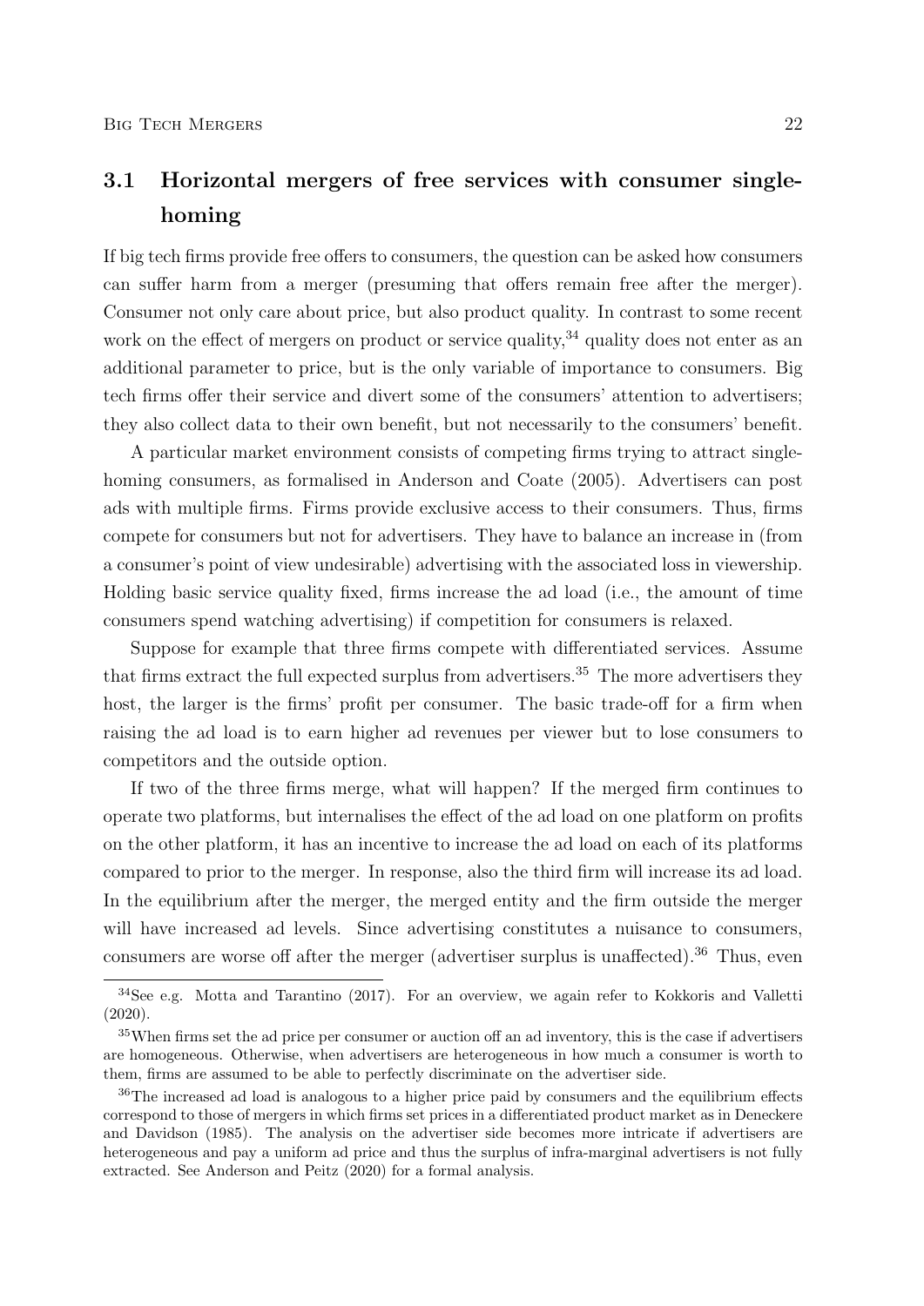## 3.1 Horizontal mergers of free services with consumer single-homing

If big tech firms provide free offers to consumers, the question can be asked how consumers can suffer harm from a merger (presuming that offers remain free after the merger). Consumer not only care about price, but also product quality. In contrast to some recent work on the effect of mergers on product or service quality,[34] quality does not enter as an additional parameter to price, but is the only variable of importance to consumers. Big tech firms offer their service and divert some of the consumers' attention to advertisers; they also collect data to their own benefit, but not necessarily to the consumers' benefit.

A particular market environment consists of competing firms trying to attract single-homing consumers, as formalised in Anderson and Coate (2005). Advertisers can post ads with multiple firms. Firms provide exclusive access to their consumers. Thus, firms compete for consumers but not for advertisers. They have to balance an increase in (from a consumer's point of view undesirable) advertising with the associated loss in viewership. Holding basic service quality fixed, firms increase the ad load (i.e., the amount of time consumers spend watching advertising) if competition for consumers is relaxed.

Suppose for example that three firms compete with differentiated services. Assume that firms extract the full expected surplus from advertisers.[35] The more advertisers they host, the larger is the firms' profit per consumer. The basic trade-off for a firm when raising the ad load is to earn higher ad revenues per viewer but to lose consumers to competitors and the outside option.

If two of the three firms merge, what will happen? If the merged firm continues to operate two platforms, but internalises the effect of the ad load on one platform on profits on the other platform, it has an incentive to increase the ad load on each of its platforms compared to prior to the merger. In response, also the third firm will increase its ad load. In the equilibrium after the merger, the merged entity and the firm outside the merger will have increased ad levels. Since advertising constitutes a nuisance to consumers, consumers are worse off after the merger (advertiser surplus is unaffected).[36] Thus, even

---

[34] See e.g. Motta and Tarantino (2017). For an overview, we again refer to Kokkoris and Valletti (2020).

[35] When firms set the ad price per consumer or auction off an ad inventory, this is the case if advertisers are homogeneous. Otherwise, when advertisers are heterogeneous in how much a consumer is worth to them, firms are assumed to be able to perfectly discriminate on the advertiser side.

[36] The increased ad load is analogous to a higher price paid by consumers and the equilibrium effects correspond to those of mergers in which firms set prices in a differentiated product market as in Deneckere and Davidson (1985). The analysis on the advertiser side becomes more intricate if advertisers are heterogeneous and pay a uniform ad price and thus the surplus of infra-marginal advertisers is not fully extracted. See Anderson and Peitz (2020) for a formal analysis.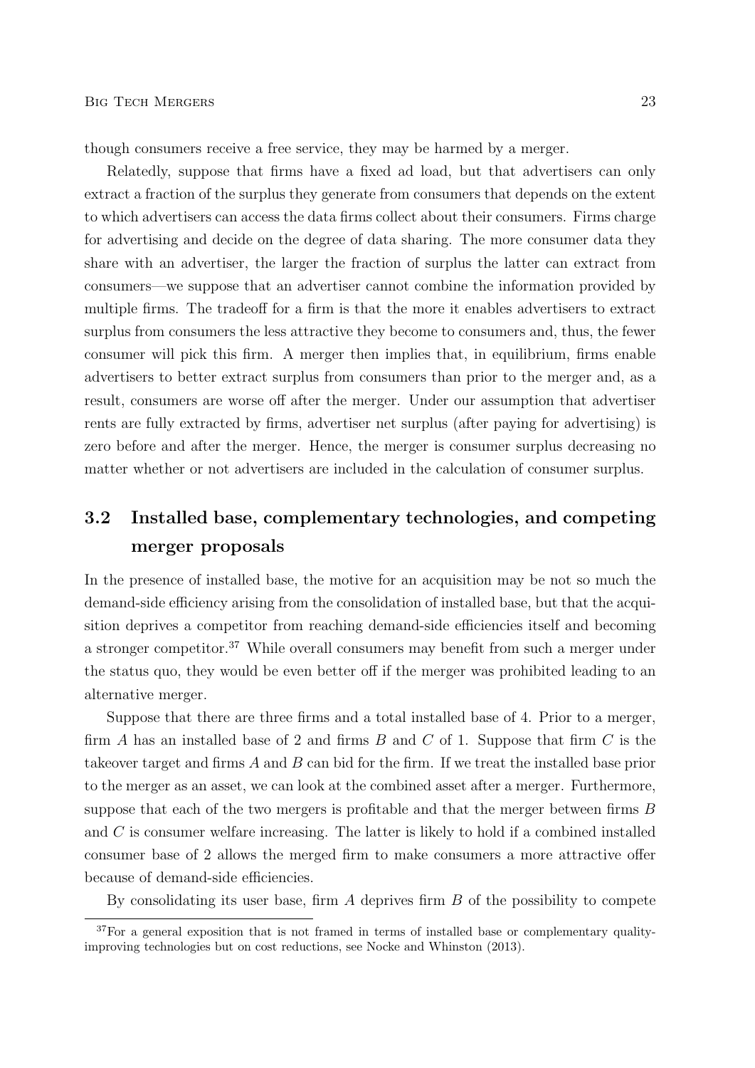though consumers receive a free service, they may be harmed by a merger.

Relatedly, suppose that firms have a fixed ad load, but that advertisers can only extract a fraction of the surplus they generate from consumers that depends on the extent to which advertisers can access the data firms collect about their consumers. Firms charge for advertising and decide on the degree of data sharing. The more consumer data they share with an advertiser, the larger the fraction of surplus the latter can extract from consumers—we suppose that an advertiser cannot combine the information provided by multiple firms. The tradeoff for a firm is that the more it enables advertisers to extract surplus from consumers the less attractive they become to consumers and, thus, the fewer consumer will pick this firm. A merger then implies that, in equilibrium, firms enable advertisers to better extract surplus from consumers than prior to the merger and, as a result, consumers are worse off after the merger. Under our assumption that advertiser rents are fully extracted by firms, advertiser net surplus (after paying for advertising) is zero before and after the merger. Hence, the merger is consumer surplus decreasing no matter whether or not advertisers are included in the calculation of consumer surplus.

## 3.2 Installed base, complementary technologies, and competing merger proposals

In the presence of installed base, the motive for an acquisition may be not so much the demand-side efficiency arising from the consolidation of installed base, but that the acquisition deprives a competitor from reaching demand-side efficiencies itself and becoming a stronger competitor.[37] While overall consumers may benefit from such a merger under the status quo, they would be even better off if the merger was prohibited leading to an alternative merger.

Suppose that there are three firms and a total installed base of 4. Prior to a merger, firm $A$ has an installed base of 2 and firms $B$ and $C$ of 1. Suppose that firm $C$ is the takeover target and firms $A$ and $B$ can bid for the firm. If we treat the installed base prior to the merger as an asset, we can look at the combined asset after a merger. Furthermore, suppose that each of the two mergers is profitable and that the merger between firms $B$ and $C$ is consumer welfare increasing. The latter is likely to hold if a combined installed consumer base of 2 allows the merged firm to make consumers a more attractive offer because of demand-side efficiencies.

By consolidating its user base, firm $A$ deprives firm $B$ of the possibility to compete

[37] For a general exposition that is not framed in terms of installed base or complementary quality-improving technologies but on cost reductions, see Nocke and Whinston (2013).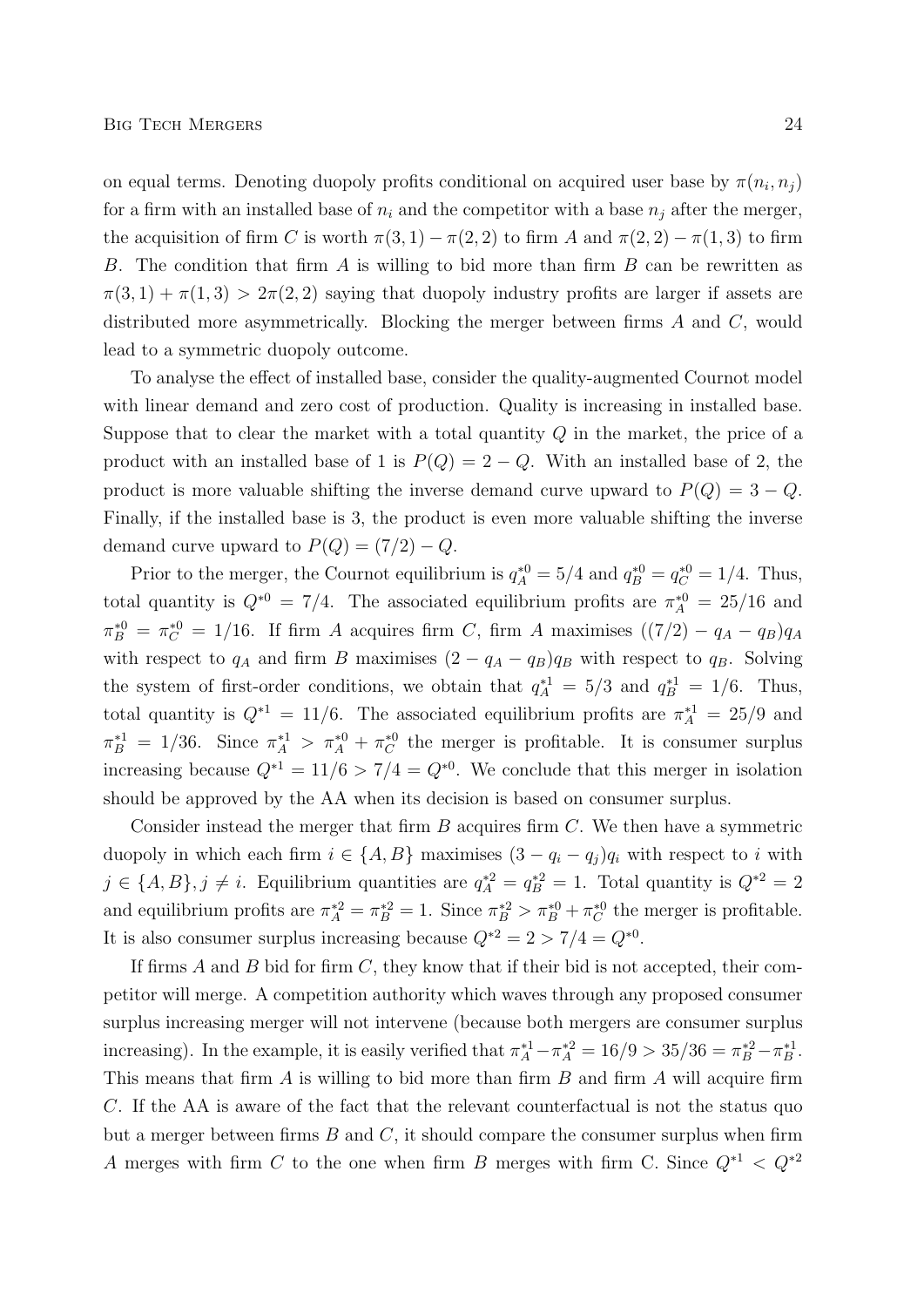on equal terms. Denoting duopoly profits conditional on acquired user base by $\pi(n_i, n_j)$ for a firm with an installed base of $n_i$ and the competitor with a base $n_j$ after the merger, the acquisition of firm $C$ is worth $\pi(3,1) - \pi(2,2)$ to firm $A$ and $\pi(2,2) - \pi(1,3)$ to firm $B$. The condition that firm $A$ is willing to bid more than firm $B$ can be rewritten as $\pi(3,1) + \pi(1,3) > 2\pi(2,2)$ saying that duopoly industry profits are larger if assets are distributed more asymmetrically. Blocking the merger between firms $A$ and $C$, would lead to a symmetric duopoly outcome.

To analyse the effect of installed base, consider the quality-augmented Cournot model with linear demand and zero cost of production. Quality is increasing in installed base. Suppose that to clear the market with a total quantity $Q$ in the market, the price of a product with an installed base of 1 is $P(Q) = 2 - Q$. With an installed base of 2, the product is more valuable shifting the inverse demand curve upward to $P(Q) = 3 - Q$. Finally, if the installed base is 3, the product is even more valuable shifting the inverse demand curve upward to $P(Q) = (7/2) - Q$.

Prior to the merger, the Cournot equilibrium is $q_A^{*0} = 5/4$ and $q_B^{*0} = q_C^{*0} = 1/4$. Thus, total quantity is $Q^{*0} = 7/4$. The associated equilibrium profits are $\pi_A^{*0} = 25/16$ and $\pi_B^{*0} = \pi_C^{*0} = 1/16$. If firm $A$ acquires firm $C$, firm $A$ maximises $((7/2) - q_A - q_B)q_A$ with respect to $q_A$ and firm $B$ maximises $(2 - q_A - q_B)q_B$ with respect to $q_B$. Solving the system of first-order conditions, we obtain that $q_A^{*1} = 5/3$ and $q_B^{*1} = 1/6$. Thus, total quantity is $Q^{*1} = 11/6$. The associated equilibrium profits are $\pi_A^{*1} = 25/9$ and $\pi_B^{*1} = 1/36$. Since $\pi_A^{*1} > \pi_A^{*0} + \pi_C^{*0}$ the merger is profitable. It is consumer surplus increasing because $Q^{*1} = 11/6 > 7/4 = Q^{*0}$. We conclude that this merger in isolation should be approved by the AA when its decision is based on consumer surplus.

Consider instead the merger that firm $B$ acquires firm $C$. We then have a symmetric duopoly in which each firm $i \in \{A, B\}$ maximises $(3 - q_i - q_j)q_i$ with respect to $i$ with $j \in \{A, B\}, j \neq i$. Equilibrium quantities are $q_A^{*2} = q_B^{*2} = 1$. Total quantity is $Q^{*2} = 2$ and equilibrium profits are $\pi_A^{*2} = \pi_B^{*2} = 1$. Since $\pi_B^{*2} > \pi_B^{*0} + \pi_C^{*0}$ the merger is profitable. It is also consumer surplus increasing because $Q^{*2} = 2 > 7/4 = Q^{*0}$.

If firms $A$ and $B$ bid for firm $C$, they know that if their bid is not accepted, their competitor will merge. A competition authority which waves through any proposed consumer surplus increasing merger will not intervene (because both mergers are consumer surplus increasing). In the example, it is easily verified that $\pi_A^{*1} - \pi_A^{*2} = 16/9 > 35/36 = \pi_B^{*2} - \pi_B^{*1}$. This means that firm $A$ is willing to bid more than firm $B$ and firm $A$ will acquire firm $C$. If the AA is aware of the fact that the relevant counterfactual is not the status quo but a merger between firms $B$ and $C$, it should compare the consumer surplus when firm $A$ merges with firm $C$ to the one when firm $B$ merges with firm C. Since $Q^{*1} < Q^{*2}$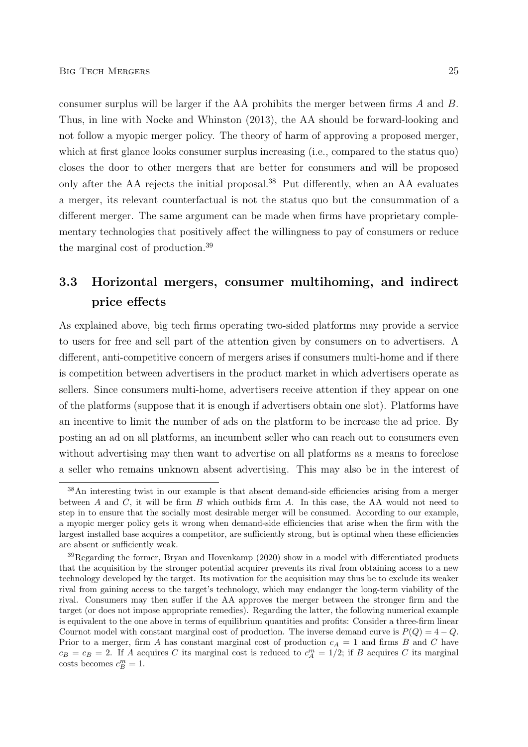consumer surplus will be larger if the AA prohibits the merger between firms $A$ and $B$. Thus, in line with Nocke and Whinston (2013), the AA should be forward-looking and not follow a myopic merger policy. The theory of harm of approving a proposed merger, which at first glance looks consumer surplus increasing (i.e., compared to the status quo) closes the door to other mergers that are better for consumers and will be proposed only after the AA rejects the initial proposal.[38] Put differently, when an AA evaluates a merger, its relevant counterfactual is not the status quo but the consummation of a different merger. The same argument can be made when firms have proprietary complementary technologies that positively affect the willingness to pay of consumers or reduce the marginal cost of production.[39]

## 3.3 Horizontal mergers, consumer multihoming, and indirect price effects

As explained above, big tech firms operating two-sided platforms may provide a service to users for free and sell part of the attention given by consumers on to advertisers. A different, anti-competitive concern of mergers arises if consumers multi-home and if there is competition between advertisers in the product market in which advertisers operate as sellers. Since consumers multi-home, advertisers receive attention if they appear on one of the platforms (suppose that it is enough if advertisers obtain one slot). Platforms have an incentive to limit the number of ads on the platform to be increase the ad price. By posting an ad on all platforms, an incumbent seller who can reach out to consumers even without advertising may then want to advertise on all platforms as a means to foreclose a seller who remains unknown absent advertising. This may also be in the interest of

[38]An interesting twist in our example is that absent demand-side efficiencies arising from a merger between $A$ and $C$, it will be firm $B$ which outbids firm $A$. In this case, the AA would not need to step in to ensure that the socially most desirable merger will be consumed. According to our example, a myopic merger policy gets it wrong when demand-side efficiencies that arise when the firm with the largest installed base acquires a competitor, are sufficiently strong, but is optimal when these efficiencies are absent or sufficiently weak.

[39]Regarding the former, Bryan and Hovenkamp (2020) show in a model with differentiated products that the acquisition by the stronger potential acquirer prevents its rival from obtaining access to a new technology developed by the target. Its motivation for the acquisition may thus be to exclude its weaker rival from gaining access to the target's technology, which may endanger the long-term viability of the rival. Consumers may then suffer if the AA approves the merger between the stronger firm and the target (or does not impose appropriate remedies). Regarding the latter, the following numerical example is equivalent to the one above in terms of equilibrium quantities and profits: Consider a three-firm linear Cournot model with constant marginal cost of production. The inverse demand curve is $P(Q) = 4 - Q$. Prior to a merger, firm $A$ has constant marginal cost of production $c_A = 1$ and firms $B$ and $C$ have $c_B = c_B = 2$. If $A$ acquires $C$ its marginal cost is reduced to $c_A^m = 1/2$; if $B$ acquires $C$ its marginal costs becomes $c_B^m = 1$.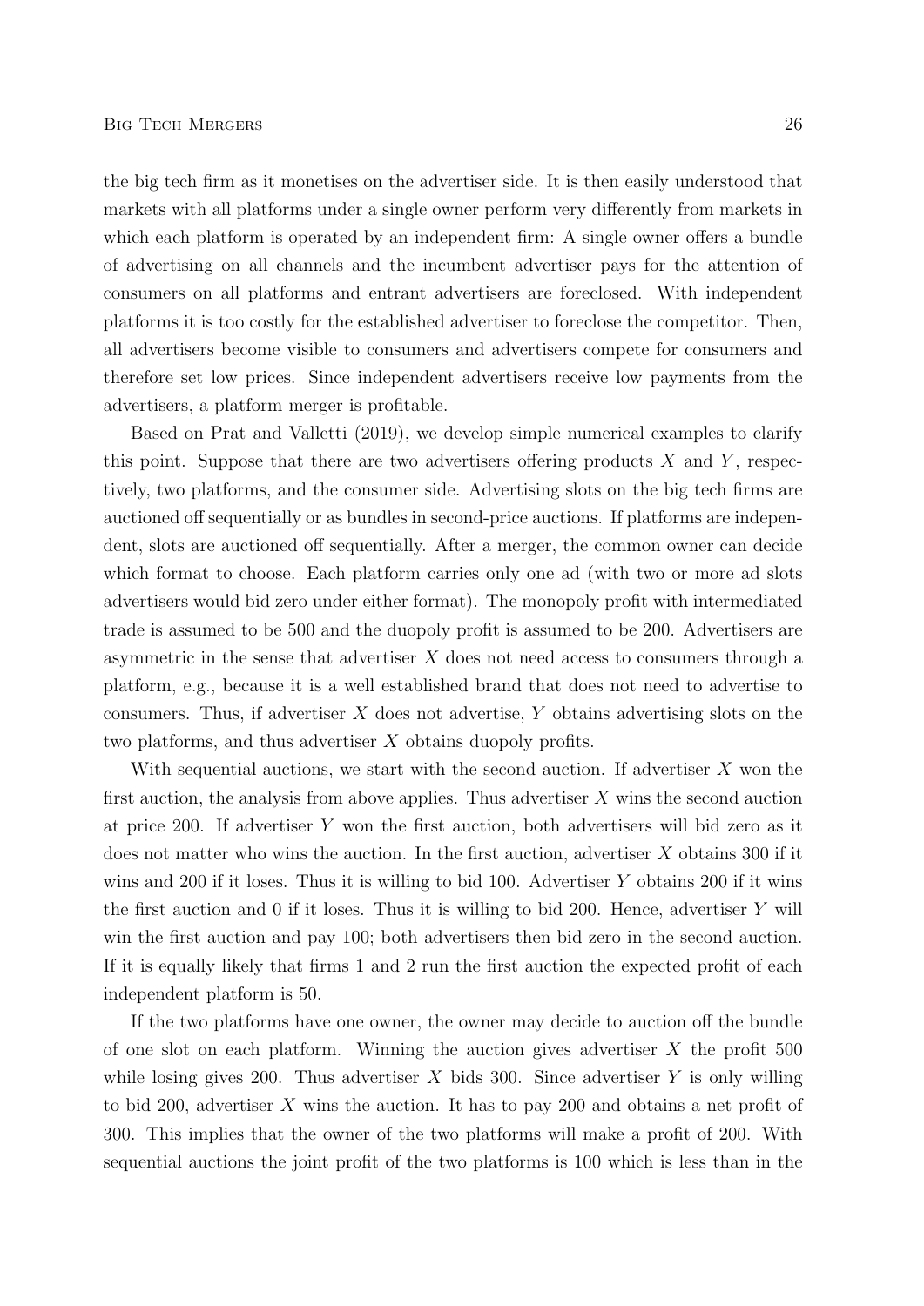the big tech firm as it monetises on the advertiser side. It is then easily understood that markets with all platforms under a single owner perform very differently from markets in which each platform is operated by an independent firm: A single owner offers a bundle of advertising on all channels and the incumbent advertiser pays for the attention of consumers on all platforms and entrant advertisers are foreclosed. With independent platforms it is too costly for the established advertiser to foreclose the competitor. Then, all advertisers become visible to consumers and advertisers compete for consumers and therefore set low prices. Since independent advertisers receive low payments from the advertisers, a platform merger is profitable.

Based on Prat and Valletti (2019), we develop simple numerical examples to clarify this point. Suppose that there are two advertisers offering products $X$ and $Y$, respectively, two platforms, and the consumer side. Advertising slots on the big tech firms are auctioned off sequentially or as bundles in second-price auctions. If platforms are independent, slots are auctioned off sequentially. After a merger, the common owner can decide which format to choose. Each platform carries only one ad (with two or more ad slots advertisers would bid zero under either format). The monopoly profit with intermediated trade is assumed to be 500 and the duopoly profit is assumed to be 200. Advertisers are asymmetric in the sense that advertiser $X$ does not need access to consumers through a platform, e.g., because it is a well established brand that does not need to advertise to consumers. Thus, if advertiser $X$ does not advertise, $Y$ obtains advertising slots on the two platforms, and thus advertiser $X$ obtains duopoly profits.

With sequential auctions, we start with the second auction. If advertiser $X$ won the first auction, the analysis from above applies. Thus advertiser $X$ wins the second auction at price 200. If advertiser $Y$ won the first auction, both advertisers will bid zero as it does not matter who wins the auction. In the first auction, advertiser $X$ obtains 300 if it wins and 200 if it loses. Thus it is willing to bid 100. Advertiser $Y$ obtains 200 if it wins the first auction and 0 if it loses. Thus it is willing to bid 200. Hence, advertiser $Y$ will win the first auction and pay 100; both advertisers then bid zero in the second auction. If it is equally likely that firms 1 and 2 run the first auction the expected profit of each independent platform is 50.

If the two platforms have one owner, the owner may decide to auction off the bundle of one slot on each platform. Winning the auction gives advertiser $X$ the profit 500 while losing gives 200. Thus advertiser $X$ bids 300. Since advertiser $Y$ is only willing to bid 200, advertiser $X$ wins the auction. It has to pay 200 and obtains a net profit of 300. This implies that the owner of the two platforms will make a profit of 200. With sequential auctions the joint profit of the two platforms is 100 which is less than in the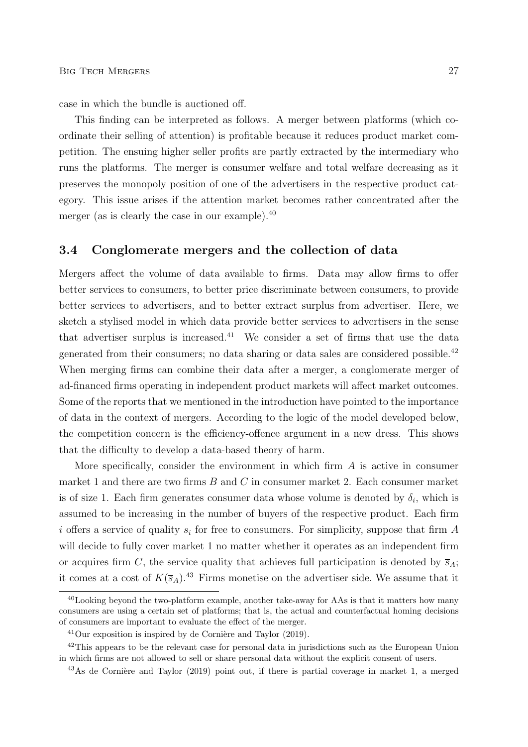case in which the bundle is auctioned off.

This finding can be interpreted as follows. A merger between platforms (which coordinate their selling of attention) is profitable because it reduces product market competition. The ensuing higher seller profits are partly extracted by the intermediary who runs the platforms. The merger is consumer welfare and total welfare decreasing as it preserves the monopoly position of one of the advertisers in the respective product category. This issue arises if the attention market becomes rather concentrated after the merger (as is clearly the case in our example).[40]

## 3.4 Conglomerate mergers and the collection of data

Mergers affect the volume of data available to firms. Data may allow firms to offer better services to consumers, to better price discriminate between consumers, to provide better services to advertisers, and to better extract surplus from advertiser. Here, we sketch a stylised model in which data provide better services to advertisers in the sense that advertiser surplus is increased.[41] We consider a set of firms that use the data generated from their consumers; no data sharing or data sales are considered possible.[42] When merging firms can combine their data after a merger, a conglomerate merger of ad-financed firms operating in independent product markets will affect market outcomes. Some of the reports that we mentioned in the introduction have pointed to the importance of data in the context of mergers. According to the logic of the model developed below, the competition concern is the efficiency-offence argument in a new dress. This shows that the difficulty to develop a data-based theory of harm.

More specifically, consider the environment in which firm $A$ is active in consumer market 1 and there are two firms $B$ and $C$ in consumer market 2. Each consumer market is of size 1. Each firm generates consumer data whose volume is denoted by $\delta_i$, which is assumed to be increasing in the number of buyers of the respective product. Each firm $i$ offers a service of quality $s_i$ for free to consumers. For simplicity, suppose that firm $A$ will decide to fully cover market 1 no matter whether it operates as an independent firm or acquires firm $C$, the service quality that achieves full participation is denoted by $\overline{s}_A$; it comes at a cost of $K(\overline{s}_A)$.[43] Firms monetise on the advertiser side. We assume that it

---

[40] Looking beyond the two-platform example, another take-away for AAs is that it matters how many consumers are using a certain set of platforms; that is, the actual and counterfactual homing decisions of consumers are important to evaluate the effect of the merger.

[41] Our exposition is inspired by de Cornière and Taylor (2019).

[42] This appears to be the relevant case for personal data in jurisdictions such as the European Union in which firms are not allowed to sell or share personal data without the explicit consent of users.

[43] As de Cornière and Taylor (2019) point out, if there is partial coverage in market 1, a merged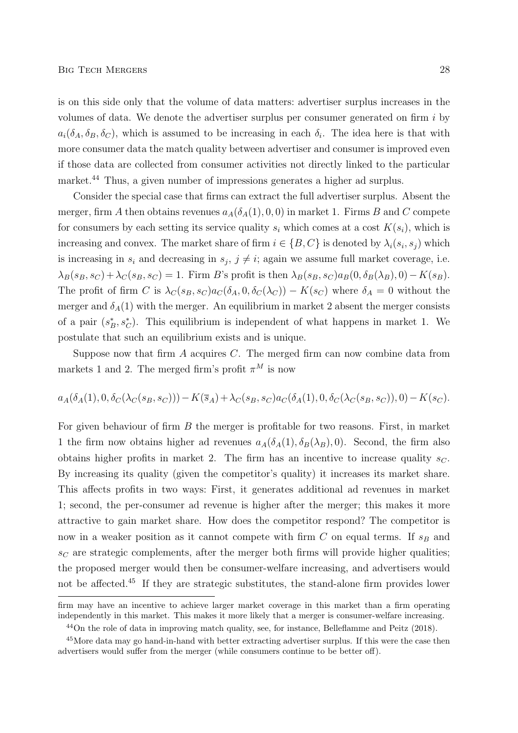is on this side only that the volume of data matters: advertiser surplus increases in the volumes of data. We denote the advertiser surplus per consumer generated on firm $i$ by $a_i(\delta_A, \delta_B, \delta_C)$, which is assumed to be increasing in each $\delta_i$. The idea here is that with more consumer data the match quality between advertiser and consumer is improved even if those data are collected from consumer activities not directly linked to the particular market.[44] Thus, a given number of impressions generates a higher ad surplus.

Consider the special case that firms can extract the full advertiser surplus. Absent the merger, firm $A$ then obtains revenues $a_A(\delta_A(1), 0, 0)$ in market 1. Firms $B$ and $C$ compete for consumers by each setting its service quality $s_i$ which comes at a cost $K(s_i)$, which is increasing and convex. The market share of firm $i \in \{B, C\}$ is denoted by $\lambda_i(s_i, s_j)$ which is increasing in $s_i$ and decreasing in $s_j$, $j \neq i$; again we assume full market coverage, i.e. $\lambda_B(s_B, s_C) + \lambda_C(s_B, s_C) = 1$. Firm $B$'s profit is then $\lambda_B(s_B, s_C)a_B(0, \delta_B(\lambda_B), 0) - K(s_B)$. The profit of firm $C$ is $\lambda_C(s_B, s_C)a_C(\delta_A, 0, \delta_C(\lambda_C)) - K(s_C)$ where $\delta_A = 0$ without the merger and $\delta_A(1)$ with the merger. An equilibrium in market 2 absent the merger consists of a pair $(s_B^*, s_C^*)$. This equilibrium is independent of what happens in market 1. We postulate that such an equilibrium exists and is unique.

Suppose now that firm $A$ acquires $C$. The merged firm can now combine data from markets 1 and 2. The merged firm's profit $\pi^M$ is now

$$a_A(\delta_A(1), 0, \delta_C(\lambda_C(s_B, s_C))) - K(\overline{s}_A) + \lambda_C(s_B, s_C)a_C(\delta_A(1), 0, \delta_C(\lambda_C(s_B, s_C)), 0) - K(s_C).$$

For given behaviour of firm $B$ the merger is profitable for two reasons. First, in market 1 the firm now obtains higher ad revenues $a_A(\delta_A(1), \delta_B(\lambda_B), 0)$. Second, the firm also obtains higher profits in market 2. The firm has an incentive to increase quality $s_C$. By increasing its quality (given the competitor's quality) it increases its market share. This affects profits in two ways: First, it generates additional ad revenues in market 1; second, the per-consumer ad revenue is higher after the merger; this makes it more attractive to gain market share. How does the competitor respond? The competitor is now in a weaker position as it cannot compete with firm $C$ on equal terms. If $s_B$ and $s_C$ are strategic complements, after the merger both firms will provide higher qualities; the proposed merger would then be consumer-welfare increasing, and advertisers would not be affected.[45] If they are strategic substitutes, the stand-alone firm provides lower

firm may have an incentive to achieve larger market coverage in this market than a firm operating independently in this market. This makes it more likely that a merger is consumer-welfare increasing.

[44] On the role of data in improving match quality, see, for instance, Belleflamme and Peitz (2018).

[45] More data may go hand-in-hand with better extracting advertiser surplus. If this were the case then advertisers would suffer from the merger (while consumers continue to be better off).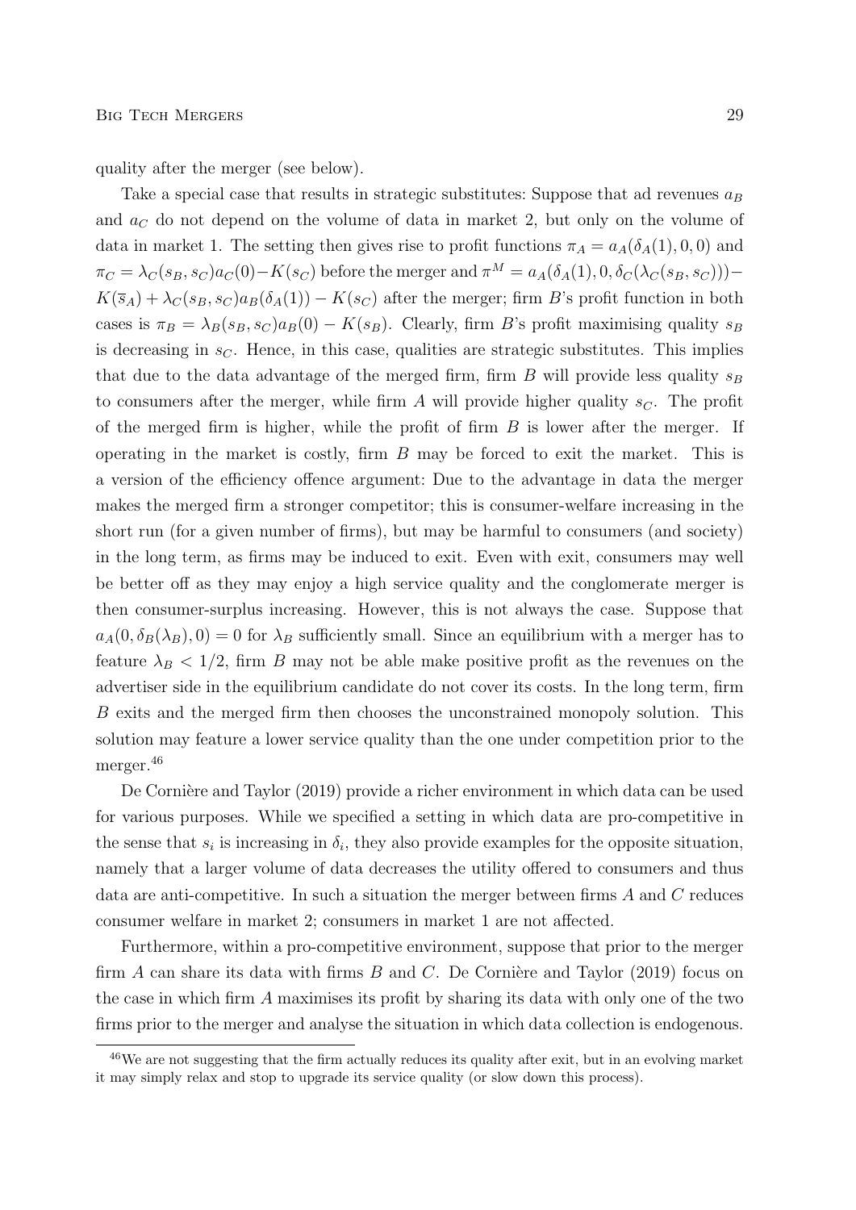quality after the merger (see below).

Take a special case that results in strategic substitutes: Suppose that ad revenues $a_B$ and $a_C$ do not depend on the volume of data in market 2, but only on the volume of data in market 1. The setting then gives rise to profit functions $\pi_A = a_A(\delta_A(1), 0, 0)$ and $\pi_C = \lambda_C(s_B, s_C)a_C(0) - K(s_C)$ before the merger and $\pi^M = a_A(\delta_A(1), 0, \delta_C(\lambda_C(s_B, s_C))) - K(\overline{s}_A) + \lambda_C(s_B, s_C)a_B(\delta_A(1)) - K(s_C)$ after the merger; firm $B$'s profit function in both cases is $\pi_B = \lambda_B(s_B, s_C)a_B(0) - K(s_B)$. Clearly, firm $B$'s profit maximising quality $s_B$ is decreasing in $s_C$. Hence, in this case, qualities are strategic substitutes. This implies that due to the data advantage of the merged firm, firm $B$ will provide less quality $s_B$ to consumers after the merger, while firm $A$ will provide higher quality $s_C$. The profit of the merged firm is higher, while the profit of firm $B$ is lower after the merger. If operating in the market is costly, firm $B$ may be forced to exit the market. This is a version of the efficiency offence argument: Due to the advantage in data the merger makes the merged firm a stronger competitor; this is consumer-welfare increasing in the short run (for a given number of firms), but may be harmful to consumers (and society) in the long term, as firms may be induced to exit. Even with exit, consumers may well be better off as they may enjoy a high service quality and the conglomerate merger is then consumer-surplus increasing. However, this is not always the case. Suppose that $a_A(0, \delta_B(\lambda_B), 0) = 0$ for $\lambda_B$ sufficiently small. Since an equilibrium with a merger has to feature $\lambda_B < 1/2$, firm $B$ may not be able make positive profit as the revenues on the advertiser side in the equilibrium candidate do not cover its costs. In the long term, firm $B$ exits and the merged firm then chooses the unconstrained monopoly solution. This solution may feature a lower service quality than the one under competition prior to the merger.[46]

De Cornière and Taylor (2019) provide a richer environment in which data can be used for various purposes. While we specified a setting in which data are pro-competitive in the sense that $s_i$ is increasing in $\delta_i$, they also provide examples for the opposite situation, namely that a larger volume of data decreases the utility offered to consumers and thus data are anti-competitive. In such a situation the merger between firms $A$ and $C$ reduces consumer welfare in market 2; consumers in market 1 are not affected.

Furthermore, within a pro-competitive environment, suppose that prior to the merger firm $A$ can share its data with firms $B$ and $C$. De Cornière and Taylor (2019) focus on the case in which firm $A$ maximises its profit by sharing its data with only one of the two firms prior to the merger and analyse the situation in which data collection is endogenous.

[46]We are not suggesting that the firm actually reduces its quality after exit, but in an evolving market it may simply relax and stop to upgrade its service quality (or slow down this process).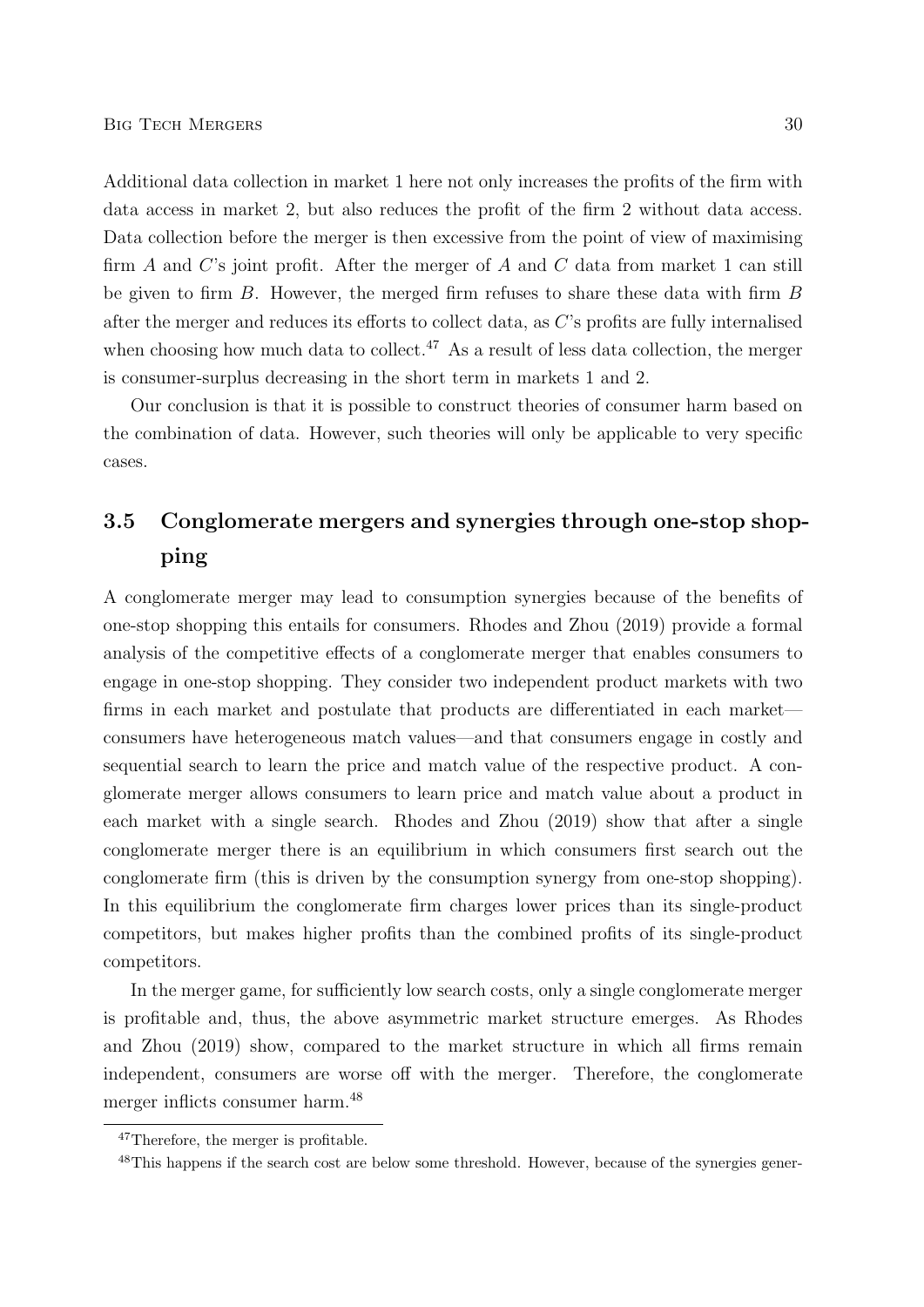Additional data collection in market 1 here not only increases the profits of the firm with data access in market 2, but also reduces the profit of the firm 2 without data access. Data collection before the merger is then excessive from the point of view of maximising firm $A$ and $C$'s joint profit. After the merger of $A$ and $C$ data from market 1 can still be given to firm $B$. However, the merged firm refuses to share these data with firm $B$ after the merger and reduces its efforts to collect data, as $C$'s profits are fully internalised when choosing how much data to collect.[47] As a result of less data collection, the merger is consumer-surplus decreasing in the short term in markets 1 and 2.

Our conclusion is that it is possible to construct theories of consumer harm based on the combination of data. However, such theories will only be applicable to very specific cases.

### 3.5 Conglomerate mergers and synergies through one-stop shopping

A conglomerate merger may lead to consumption synergies because of the benefits of one-stop shopping this entails for consumers. Rhodes and Zhou (2019) provide a formal analysis of the competitive effects of a conglomerate merger that enables consumers to engage in one-stop shopping. They consider two independent product markets with two firms in each market and postulate that products are differentiated in each market—consumers have heterogeneous match values—and that consumers engage in costly and sequential search to learn the price and match value of the respective product. A conglomerate merger allows consumers to learn price and match value about a product in each market with a single search. Rhodes and Zhou (2019) show that after a single conglomerate merger there is an equilibrium in which consumers first search out the conglomerate firm (this is driven by the consumption synergy from one-stop shopping). In this equilibrium the conglomerate firm charges lower prices than its single-product competitors, but makes higher profits than the combined profits of its single-product competitors.

In the merger game, for sufficiently low search costs, only a single conglomerate merger is profitable and, thus, the above asymmetric market structure emerges. As Rhodes and Zhou (2019) show, compared to the market structure in which all firms remain independent, consumers are worse off with the merger. Therefore, the conglomerate merger inflicts consumer harm.[48]

---

[47] Therefore, the merger is profitable.

[48] This happens if the search cost are below some threshold. However, because of the synergies gener-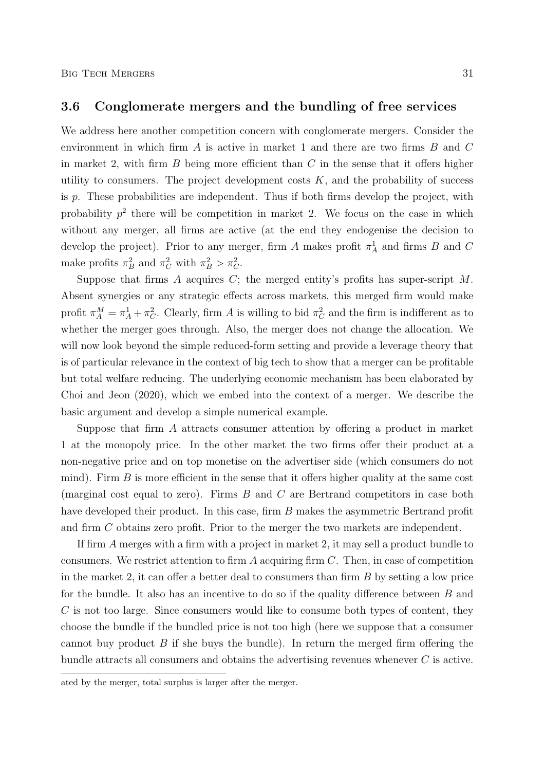## 3.6 Conglomerate mergers and the bundling of free services

We address here another competition concern with conglomerate mergers. Consider the environment in which firm $A$ is active in market 1 and there are two firms $B$ and $C$ in market 2, with firm $B$ being more efficient than $C$ in the sense that it offers higher utility to consumers. The project development costs $K$, and the probability of success is $p$. These probabilities are independent. Thus if both firms develop the project, with probability $p^2$ there will be competition in market 2. We focus on the case in which without any merger, all firms are active (at the end they endogenise the decision to develop the project). Prior to any merger, firm $A$ makes profit $\pi_A^1$ and firms $B$ and $C$ make profits $\pi_B^2$ and $\pi_C^2$ with $\pi_B^2 > \pi_C^2$.

Suppose that firms $A$ acquires $C$; the merged entity's profits has super-script $M$. Absent synergies or any strategic effects across markets, this merged firm would make profit $\pi_A^M = \pi_A^1 + \pi_C^2$. Clearly, firm $A$ is willing to bid $\pi_C^2$ and the firm is indifferent as to whether the merger goes through. Also, the merger does not change the allocation. We will now look beyond the simple reduced-form setting and provide a leverage theory that is of particular relevance in the context of big tech to show that a merger can be profitable but total welfare reducing. The underlying economic mechanism has been elaborated by Choi and Jeon (2020), which we embed into the context of a merger. We describe the basic argument and develop a simple numerical example.

Suppose that firm $A$ attracts consumer attention by offering a product in market 1 at the monopoly price. In the other market the two firms offer their product at a non-negative price and on top monetise on the advertiser side (which consumers do not mind). Firm $B$ is more efficient in the sense that it offers higher quality at the same cost (marginal cost equal to zero). Firms $B$ and $C$ are Bertrand competitors in case both have developed their product. In this case, firm $B$ makes the asymmetric Bertrand profit and firm $C$ obtains zero profit. Prior to the merger the two markets are independent.

If firm $A$ merges with a firm with a project in market 2, it may sell a product bundle to consumers. We restrict attention to firm $A$ acquiring firm $C$. Then, in case of competition in the market 2, it can offer a better deal to consumers than firm $B$ by setting a low price for the bundle. It also has an incentive to do so if the quality difference between $B$ and $C$ is not too large. Since consumers would like to consume both types of content, they choose the bundle if the bundled price is not too high (here we suppose that a consumer cannot buy product $B$ if she buys the bundle). In return the merged firm offering the bundle attracts all consumers and obtains the advertising revenues whenever $C$ is active.

ated by the merger, total surplus is larger after the merger.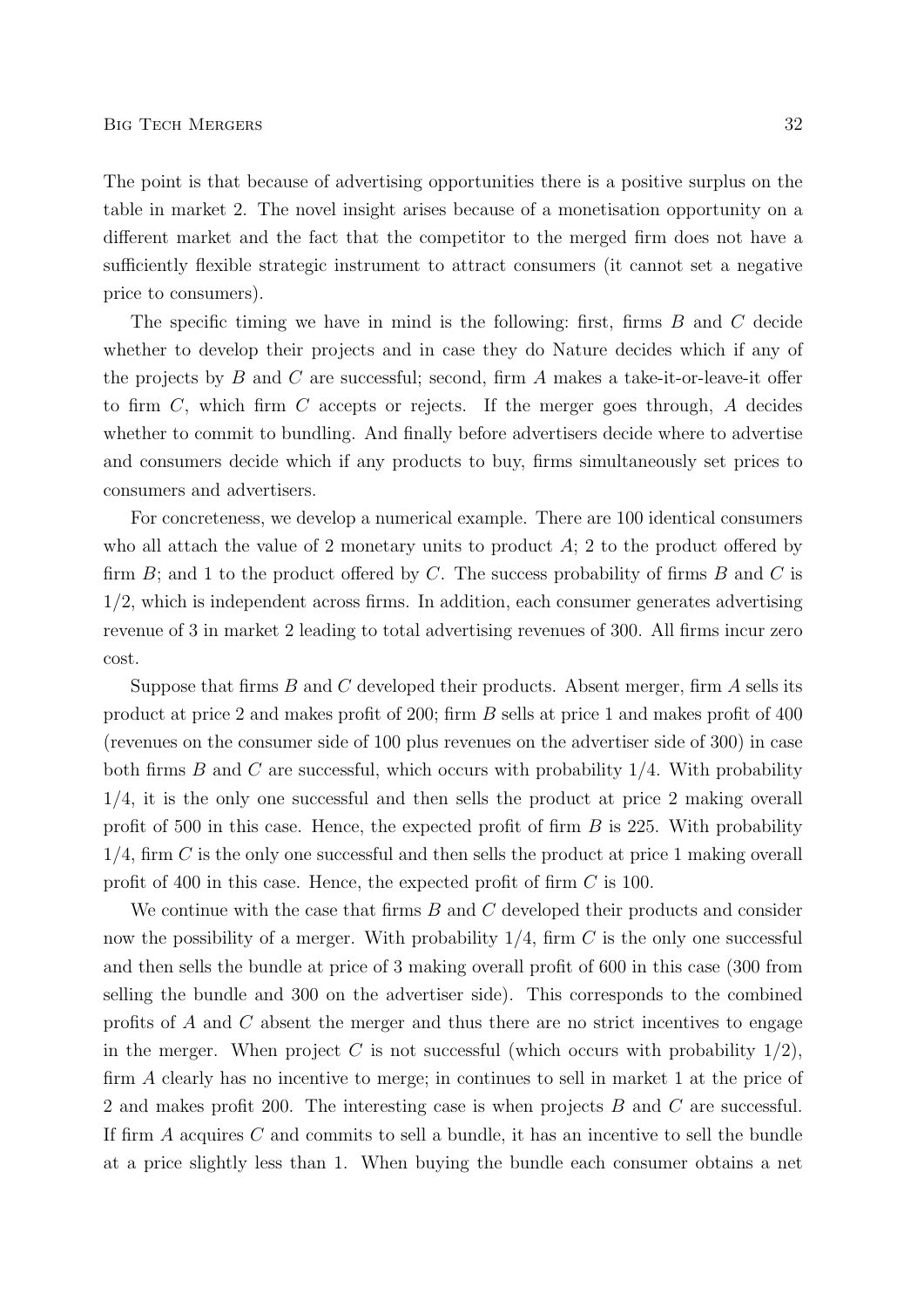The point is that because of advertising opportunities there is a positive surplus on the table in market 2. The novel insight arises because of a monetisation opportunity on a different market and the fact that the competitor to the merged firm does not have a sufficiently flexible strategic instrument to attract consumers (it cannot set a negative price to consumers).

The specific timing we have in mind is the following: first, firms $B$ and $C$ decide whether to develop their projects and in case they do Nature decides which if any of the projects by $B$ and $C$ are successful; second, firm $A$ makes a take-it-or-leave-it offer to firm $C$, which firm $C$ accepts or rejects. If the merger goes through, $A$ decides whether to commit to bundling. And finally before advertisers decide where to advertise and consumers decide which if any products to buy, firms simultaneously set prices to consumers and advertisers.

For concreteness, we develop a numerical example. There are 100 identical consumers who all attach the value of 2 monetary units to product $A$; 2 to the product offered by firm $B$; and 1 to the product offered by $C$. The success probability of firms $B$ and $C$ is $1/2$, which is independent across firms. In addition, each consumer generates advertising revenue of 3 in market 2 leading to total advertising revenues of 300. All firms incur zero cost.

Suppose that firms $B$ and $C$ developed their products. Absent merger, firm $A$ sells its product at price 2 and makes profit of 200; firm $B$ sells at price 1 and makes profit of 400 (revenues on the consumer side of 100 plus revenues on the advertiser side of 300) in case both firms $B$ and $C$ are successful, which occurs with probability $1/4$. With probability $1/4$, it is the only one successful and then sells the product at price 2 making overall profit of 500 in this case. Hence, the expected profit of firm $B$ is 225. With probability $1/4$, firm $C$ is the only one successful and then sells the product at price 1 making overall profit of 400 in this case. Hence, the expected profit of firm $C$ is 100.

We continue with the case that firms $B$ and $C$ developed their products and consider now the possibility of a merger. With probability $1/4$, firm $C$ is the only one successful and then sells the bundle at price of 3 making overall profit of 600 in this case (300 from selling the bundle and 300 on the advertiser side). This corresponds to the combined profits of $A$ and $C$ absent the merger and thus there are no strict incentives to engage in the merger. When project $C$ is not successful (which occurs with probability $1/2$), firm $A$ clearly has no incentive to merge; in continues to sell in market 1 at the price of 2 and makes profit 200. The interesting case is when projects $B$ and $C$ are successful. If firm $A$ acquires $C$ and commits to sell a bundle, it has an incentive to sell the bundle at a price slightly less than 1. When buying the bundle each consumer obtains a net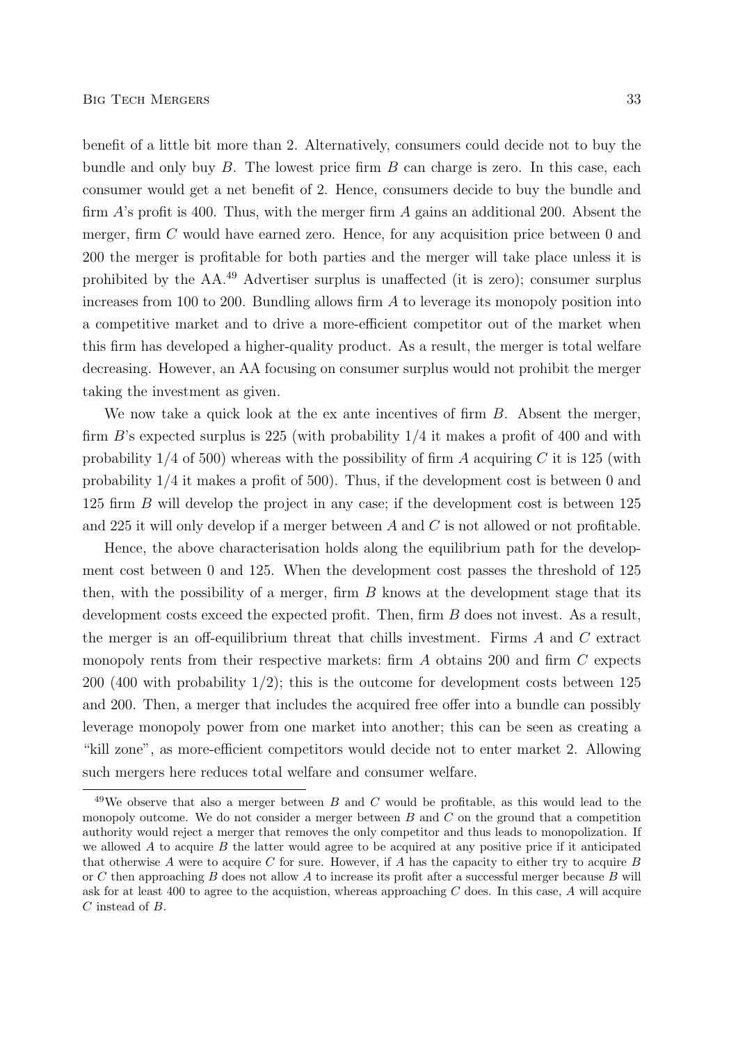benefit of a little bit more than 2. Alternatively, consumers could decide not to buy the bundle and only buy $B$. The lowest price firm $B$ can charge is zero. In this case, each consumer would get a net benefit of 2. Hence, consumers decide to buy the bundle and firm $A$'s profit is 400. Thus, with the merger firm $A$ gains an additional 200. Absent the merger, firm $C$ would have earned zero. Hence, for any acquisition price between 0 and 200 the merger is profitable for both parties and the merger will take place unless it is prohibited by the AA.[49] Advertiser surplus is unaffected (it is zero); consumer surplus increases from 100 to 200. Bundling allows firm $A$ to leverage its monopoly position into a competitive market and to drive a more-efficient competitor out of the market when this firm has developed a higher-quality product. As a result, the merger is total welfare decreasing. However, an AA focusing on consumer surplus would not prohibit the merger taking the investment as given.

We now take a quick look at the ex ante incentives of firm $B$. Absent the merger, firm $B$'s expected surplus is 225 (with probability $1/4$ it makes a profit of 400 and with probability $1/4$ of 500) whereas with the possibility of firm $A$ acquiring $C$ it is 125 (with probability $1/4$ it makes a profit of 500). Thus, if the development cost is between 0 and 125 firm $B$ will develop the project in any case; if the development cost is between 125 and 225 it will only develop if a merger between $A$ and $C$ is not allowed or not profitable.

Hence, the above characterisation holds along the equilibrium path for the development cost between 0 and 125. When the development cost passes the threshold of 125 then, with the possibility of a merger, firm $B$ knows at the development stage that its development costs exceed the expected profit. Then, firm $B$ does not invest. As a result, the merger is an off-equilibrium threat that chills investment. Firms $A$ and $C$ extract monopoly rents from their respective markets: firm $A$ obtains 200 and firm $C$ expects 200 (400 with probability $1/2$); this is the outcome for development costs between 125 and 200. Then, a merger that includes the acquired free offer into a bundle can possibly leverage monopoly power from one market into another; this can be seen as creating a "kill zone", as more-efficient competitors would decide not to enter market 2. Allowing such mergers here reduces total welfare and consumer welfare.

[49] We observe that also a merger between $B$ and $C$ would be profitable, as this would lead to the monopoly outcome. We do not consider a merger between $B$ and $C$ on the ground that a competition authority would reject a merger that removes the only competitor and thus leads to monopolization. If we allowed $A$ to acquire $B$ the latter would agree to be acquired at any positive price if it anticipated that otherwise $A$ were to acquire $C$ for sure. However, if $A$ has the capacity to either try to acquire $B$ or $C$ then approaching $B$ does not allow $A$ to increase its profit after a successful merger because $B$ will ask for at least 400 to agree to the acquistion, whereas approaching $C$ does. In this case, $A$ will acquire $C$ instead of $B$.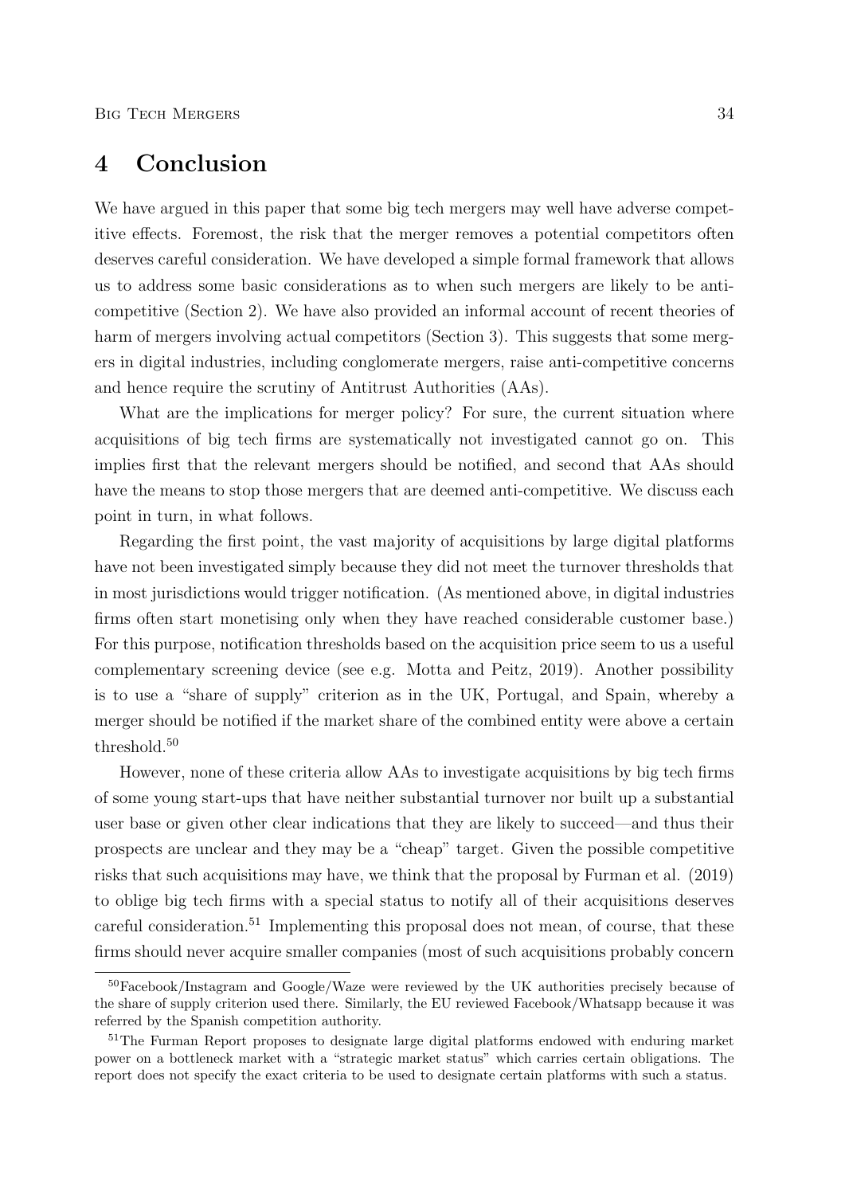# 4 Conclusion

We have argued in this paper that some big tech mergers may well have adverse competitive effects. Foremost, the risk that the merger removes a potential competitors often deserves careful consideration. We have developed a simple formal framework that allows us to address some basic considerations as to when such mergers are likely to be anti-competitive (Section 2). We have also provided an informal account of recent theories of harm of mergers involving actual competitors (Section 3). This suggests that some mergers in digital industries, including conglomerate mergers, raise anti-competitive concerns and hence require the scrutiny of Antitrust Authorities (AAs).

What are the implications for merger policy? For sure, the current situation where acquisitions of big tech firms are systematically not investigated cannot go on. This implies first that the relevant mergers should be notified, and second that AAs should have the means to stop those mergers that are deemed anti-competitive. We discuss each point in turn, in what follows.

Regarding the first point, the vast majority of acquisitions by large digital platforms have not been investigated simply because they did not meet the turnover thresholds that in most jurisdictions would trigger notification. (As mentioned above, in digital industries firms often start monetising only when they have reached considerable customer base.) For this purpose, notification thresholds based on the acquisition price seem to us a useful complementary screening device (see e.g. Motta and Peitz, 2019). Another possibility is to use a "share of supply" criterion as in the UK, Portugal, and Spain, whereby a merger should be notified if the market share of the combined entity were above a certain threshold.[50]

However, none of these criteria allow AAs to investigate acquisitions by big tech firms of some young start-ups that have neither substantial turnover nor built up a substantial user base or given other clear indications that they are likely to succeed—and thus their prospects are unclear and they may be a "cheap" target. Given the possible competitive risks that such acquisitions may have, we think that the proposal by Furman et al. (2019) to oblige big tech firms with a special status to notify all of their acquisitions deserves careful consideration.[51] Implementing this proposal does not mean, of course, that these firms should never acquire smaller companies (most of such acquisitions probably concern

[50] Facebook/Instagram and Google/Waze were reviewed by the UK authorities precisely because of the share of supply criterion used there. Similarly, the EU reviewed Facebook/Whatsapp because it was referred by the Spanish competition authority.

[51] The Furman Report proposes to designate large digital platforms endowed with enduring market power on a bottleneck market with a "strategic market status" which carries certain obligations. The report does not specify the exact criteria to be used to designate certain platforms with such a status.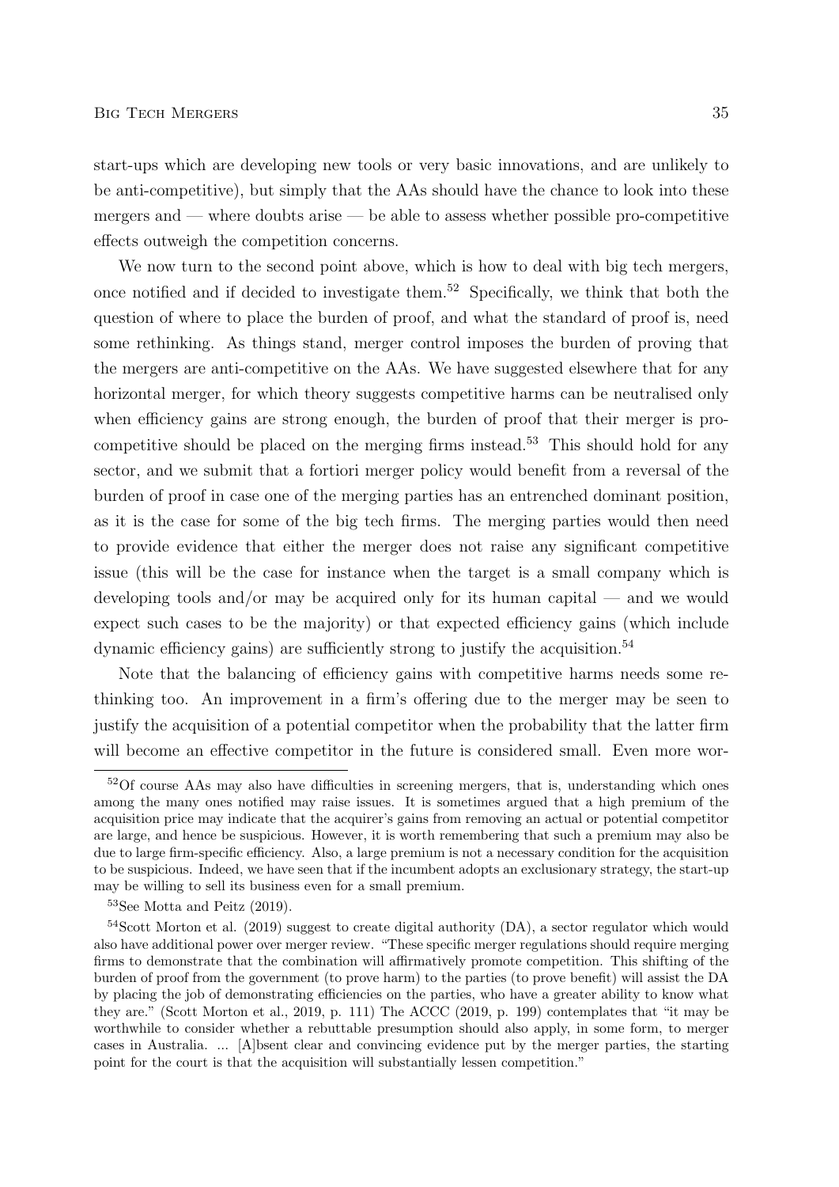start-ups which are developing new tools or very basic innovations, and are unlikely to be anti-competitive), but simply that the AAs should have the chance to look into these mergers and — where doubts arise — be able to assess whether possible pro-competitive effects outweigh the competition concerns.

We now turn to the second point above, which is how to deal with big tech mergers, once notified and if decided to investigate them.[52] Specifically, we think that both the question of where to place the burden of proof, and what the standard of proof is, need some rethinking. As things stand, merger control imposes the burden of proving that the mergers are anti-competitive on the AAs. We have suggested elsewhere that for any horizontal merger, for which theory suggests competitive harms can be neutralised only when efficiency gains are strong enough, the burden of proof that their merger is pro-competitive should be placed on the merging firms instead.[53] This should hold for any sector, and we submit that a fortiori merger policy would benefit from a reversal of the burden of proof in case one of the merging parties has an entrenched dominant position, as it is the case for some of the big tech firms. The merging parties would then need to provide evidence that either the merger does not raise any significant competitive issue (this will be the case for instance when the target is a small company which is developing tools and/or may be acquired only for its human capital — and we would expect such cases to be the majority) or that expected efficiency gains (which include dynamic efficiency gains) are sufficiently strong to justify the acquisition.[54]

Note that the balancing of efficiency gains with competitive harms needs some re-thinking too. An improvement in a firm's offering due to the merger may be seen to justify the acquisition of a potential competitor when the probability that the latter firm will become an effective competitor in the future is considered small. Even more wor-

[52] Of course AAs may also have difficulties in screening mergers, that is, understanding which ones among the many ones notified may raise issues. It is sometimes argued that a high premium of the acquisition price may indicate that the acquirer's gains from removing an actual or potential competitor are large, and hence be suspicious. However, it is worth remembering that such a premium may also be due to large firm-specific efficiency. Also, a large premium is not a necessary condition for the acquisition to be suspicious. Indeed, we have seen that if the incumbent adopts an exclusionary strategy, the start-up may be willing to sell its business even for a small premium.

[53] See Motta and Peitz (2019).

[54] Scott Morton et al. (2019) suggest to create digital authority (DA), a sector regulator which would also have additional power over merger review. "These specific merger regulations should require merging firms to demonstrate that the combination will affirmatively promote competition. This shifting of the burden of proof from the government (to prove harm) to the parties (to prove benefit) will assist the DA by placing the job of demonstrating efficiencies on the parties, who have a greater ability to know what they are." (Scott Morton et al., 2019, p. 111) The ACCC (2019, p. 199) contemplates that "it may be worthwhile to consider whether a rebuttable presumption should also apply, in some form, to merger cases in Australia. ... [A]bsent clear and convincing evidence put by the merger parties, the starting point for the court is that the acquisition will substantially lessen competition."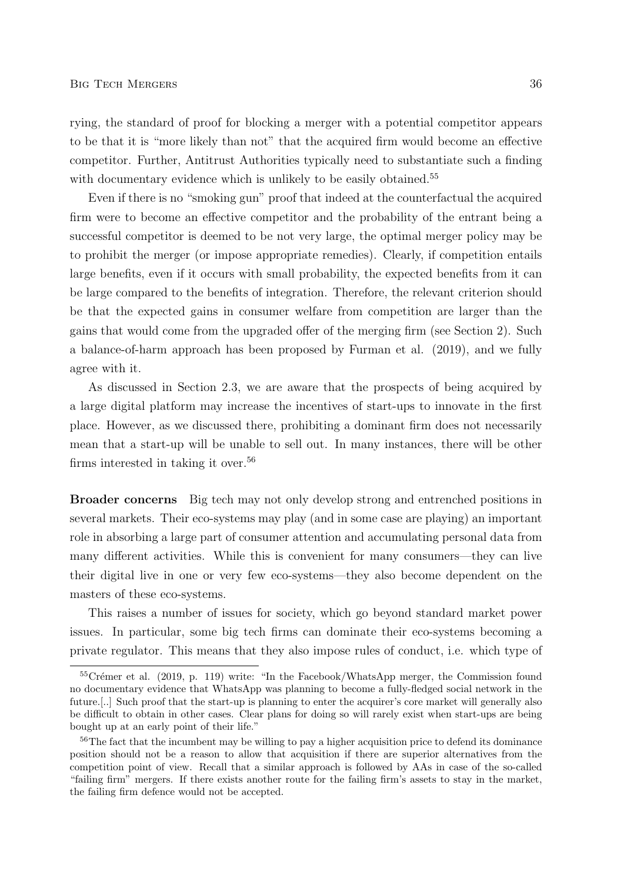rying, the standard of proof for blocking a merger with a potential competitor appears to be that it is "more likely than not" that the acquired firm would become an effective competitor. Further, Antitrust Authorities typically need to substantiate such a finding with documentary evidence which is unlikely to be easily obtained.[55]

Even if there is no "smoking gun" proof that indeed at the counterfactual the acquired firm were to become an effective competitor and the probability of the entrant being a successful competitor is deemed to be not very large, the optimal merger policy may be to prohibit the merger (or impose appropriate remedies). Clearly, if competition entails large benefits, even if it occurs with small probability, the expected benefits from it can be large compared to the benefits of integration. Therefore, the relevant criterion should be that the expected gains in consumer welfare from competition are larger than the gains that would come from the upgraded offer of the merging firm (see Section 2). Such a balance-of-harm approach has been proposed by Furman et al. (2019), and we fully agree with it.

As discussed in Section 2.3, we are aware that the prospects of being acquired by a large digital platform may increase the incentives of start-ups to innovate in the first place. However, as we discussed there, prohibiting a dominant firm does not necessarily mean that a start-up will be unable to sell out. In many instances, there will be other firms interested in taking it over.[56]

**Broader concerns** Big tech may not only develop strong and entrenched positions in several markets. Their eco-systems may play (and in some case are playing) an important role in absorbing a large part of consumer attention and accumulating personal data from many different activities. While this is convenient for many consumers—they can live their digital live in one or very few eco-systems—they also become dependent on the masters of these eco-systems.

This raises a number of issues for society, which go beyond standard market power issues. In particular, some big tech firms can dominate their eco-systems becoming a private regulator. This means that they also impose rules of conduct, i.e. which type of

[55] Crémer et al. (2019, p. 119) write: "In the Facebook/WhatsApp merger, the Commission found no documentary evidence that WhatsApp was planning to become a fully-fledged social network in the future.[..] Such proof that the start-up is planning to enter the acquirer's core market will generally also be difficult to obtain in other cases. Clear plans for doing so will rarely exist when start-ups are being bought up at an early point of their life."

[56] The fact that the incumbent may be willing to pay a higher acquisition price to defend its dominance position should not be a reason to allow that acquisition if there are superior alternatives from the competition point of view. Recall that a similar approach is followed by AAs in case of the so-called "failing firm" mergers. If there exists another route for the failing firm's assets to stay in the market, the failing firm defence would not be accepted.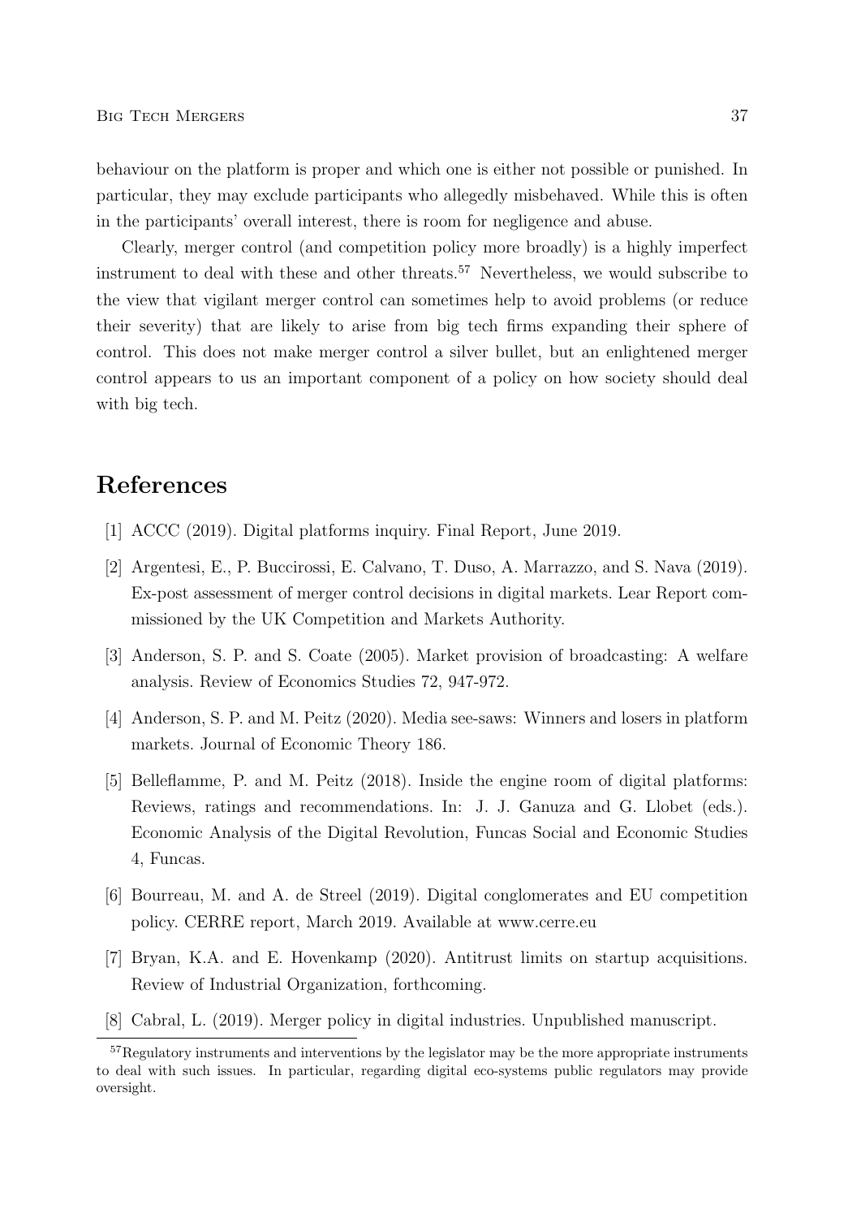behaviour on the platform is proper and which one is either not possible or punished. In particular, they may exclude participants who allegedly misbehaved. While this is often in the participants' overall interest, there is room for negligence and abuse.

Clearly, merger control (and competition policy more broadly) is a highly imperfect instrument to deal with these and other threats.[57] Nevertheless, we would subscribe to the view that vigilant merger control can sometimes help to avoid problems (or reduce their severity) that are likely to arise from big tech firms expanding their sphere of control. This does not make merger control a silver bullet, but an enlightened merger control appears to us an important component of a policy on how society should deal with big tech.

# References

[1] ACCC (2019). Digital platforms inquiry. Final Report, June 2019.

[2] Argentesi, E., P. Buccirossi, E. Calvano, T. Duso, A. Marrazzo, and S. Nava (2019). Ex-post assessment of merger control decisions in digital markets. Lear Report commissioned by the UK Competition and Markets Authority.

[3] Anderson, S. P. and S. Coate (2005). Market provision of broadcasting: A welfare analysis. Review of Economics Studies 72, 947-972.

[4] Anderson, S. P. and M. Peitz (2020). Media see-saws: Winners and losers in platform markets. Journal of Economic Theory 186.

[5] Belleflamme, P. and M. Peitz (2018). Inside the engine room of digital platforms: Reviews, ratings and recommendations. In: J. J. Ganuza and G. Llobet (eds.). Economic Analysis of the Digital Revolution, Funcas Social and Economic Studies 4, Funcas.

[6] Bourreau, M. and A. de Streel (2019). Digital conglomerates and EU competition policy. CERRE report, March 2019. Available at www.cerre.eu

[7] Bryan, K.A. and E. Hovenkamp (2020). Antitrust limits on startup acquisitions. Review of Industrial Organization, forthcoming.

[8] Cabral, L. (2019). Merger policy in digital industries. Unpublished manuscript.

[57] Regulatory instruments and interventions by the legislator may be the more appropriate instruments to deal with such issues. In particular, regarding digital eco-systems public regulators may provide oversight.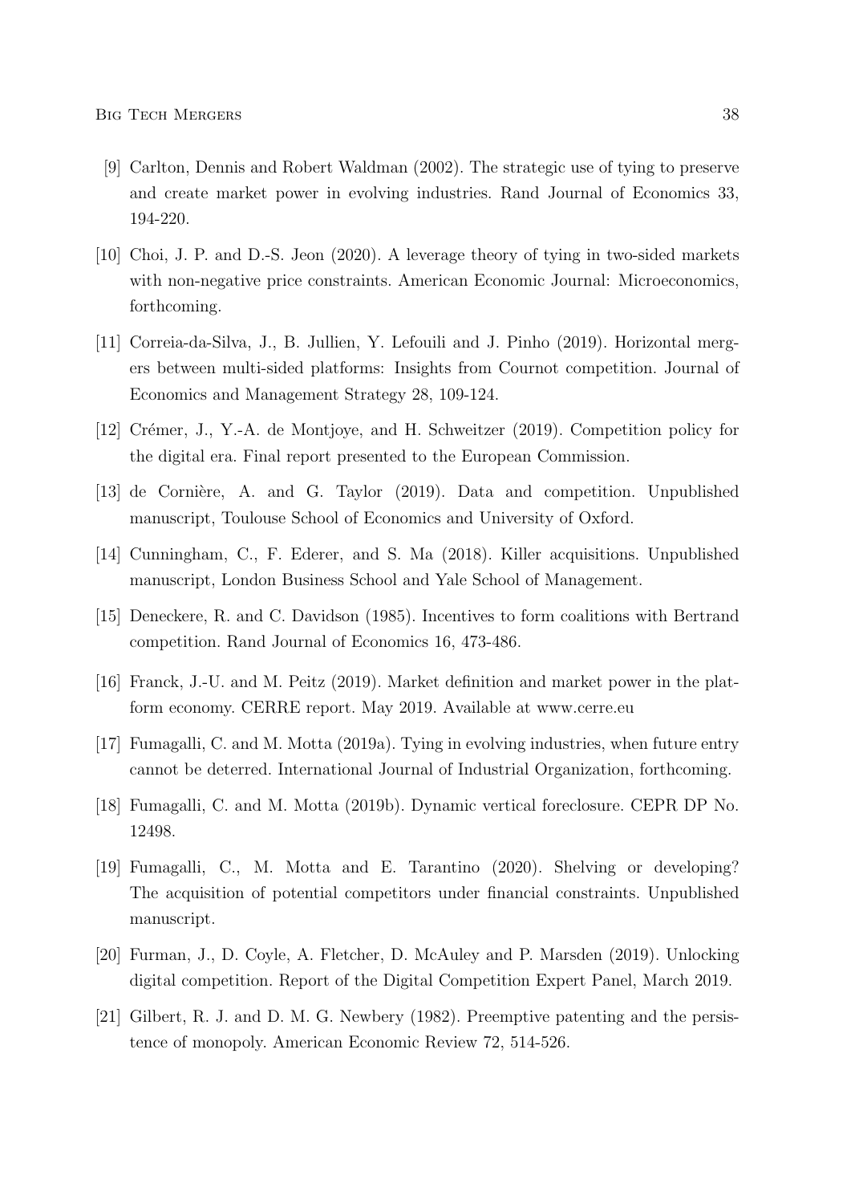[9] Carlton, Dennis and Robert Waldman (2002). The strategic use of tying to preserve and create market power in evolving industries. Rand Journal of Economics 33, 194-220.

[10] Choi, J. P. and D.-S. Jeon (2020). A leverage theory of tying in two-sided markets with non-negative price constraints. American Economic Journal: Microeconomics, forthcoming.

[11] Correia-da-Silva, J., B. Jullien, Y. Lefouili and J. Pinho (2019). Horizontal mergers between multi-sided platforms: Insights from Cournot competition. Journal of Economics and Management Strategy 28, 109-124.

[12] Crémer, J., Y.-A. de Montjoye, and H. Schweitzer (2019). Competition policy for the digital era. Final report presented to the European Commission.

[13] de Cornière, A. and G. Taylor (2019). Data and competition. Unpublished manuscript, Toulouse School of Economics and University of Oxford.

[14] Cunningham, C., F. Ederer, and S. Ma (2018). Killer acquisitions. Unpublished manuscript, London Business School and Yale School of Management.

[15] Deneckere, R. and C. Davidson (1985). Incentives to form coalitions with Bertrand competition. Rand Journal of Economics 16, 473-486.

[16] Franck, J.-U. and M. Peitz (2019). Market definition and market power in the platform economy. CERRE report. May 2019. Available at www.cerre.eu

[17] Fumagalli, C. and M. Motta (2019a). Tying in evolving industries, when future entry cannot be deterred. International Journal of Industrial Organization, forthcoming.

[18] Fumagalli, C. and M. Motta (2019b). Dynamic vertical foreclosure. CEPR DP No. 12498.

[19] Fumagalli, C., M. Motta and E. Tarantino (2020). Shelving or developing? The acquisition of potential competitors under financial constraints. Unpublished manuscript.

[20] Furman, J., D. Coyle, A. Fletcher, D. McAuley and P. Marsden (2019). Unlocking digital competition. Report of the Digital Competition Expert Panel, March 2019.

[21] Gilbert, R. J. and D. M. G. Newbery (1982). Preemptive patenting and the persistence of monopoly. American Economic Review 72, 514-526.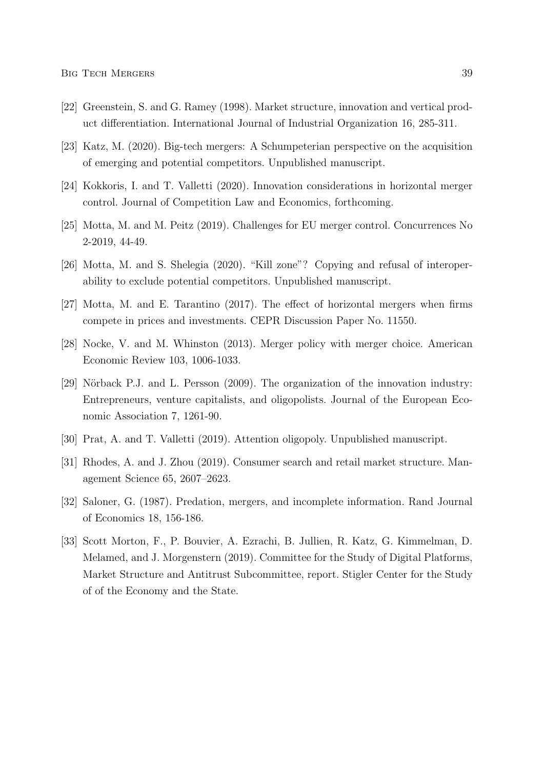[22] Greenstein, S. and G. Ramey (1998). Market structure, innovation and vertical product differentiation. International Journal of Industrial Organization 16, 285-311.

[23] Katz, M. (2020). Big-tech mergers: A Schumpeterian perspective on the acquisition of emerging and potential competitors. Unpublished manuscript.

[24] Kokkoris, I. and T. Valletti (2020). Innovation considerations in horizontal merger control. Journal of Competition Law and Economics, forthcoming.

[25] Motta, M. and M. Peitz (2019). Challenges for EU merger control. Concurrences No 2-2019, 44-49.

[26] Motta, M. and S. Shelegia (2020). "Kill zone"? Copying and refusal of interoperability to exclude potential competitors. Unpublished manuscript.

[27] Motta, M. and E. Tarantino (2017). The effect of horizontal mergers when firms compete in prices and investments. CEPR Discussion Paper No. 11550.

[28] Nocke, V. and M. Whinston (2013). Merger policy with merger choice. American Economic Review 103, 1006-1033.

[29] Nörback P.J. and L. Persson (2009). The organization of the innovation industry: Entrepreneurs, venture capitalists, and oligopolists. Journal of the European Economic Association 7, 1261-90.

[30] Prat, A. and T. Valletti (2019). Attention oligopoly. Unpublished manuscript.

[31] Rhodes, A. and J. Zhou (2019). Consumer search and retail market structure. Management Science 65, 2607–2623.

[32] Saloner, G. (1987). Predation, mergers, and incomplete information. Rand Journal of Economics 18, 156-186.

[33] Scott Morton, F., P. Bouvier, A. Ezrachi, B. Jullien, R. Katz, G. Kimmelman, D. Melamed, and J. Morgenstern (2019). Committee for the Study of Digital Platforms, Market Structure and Antitrust Subcommittee, report. Stigler Center for the Study of of the Economy and the State.